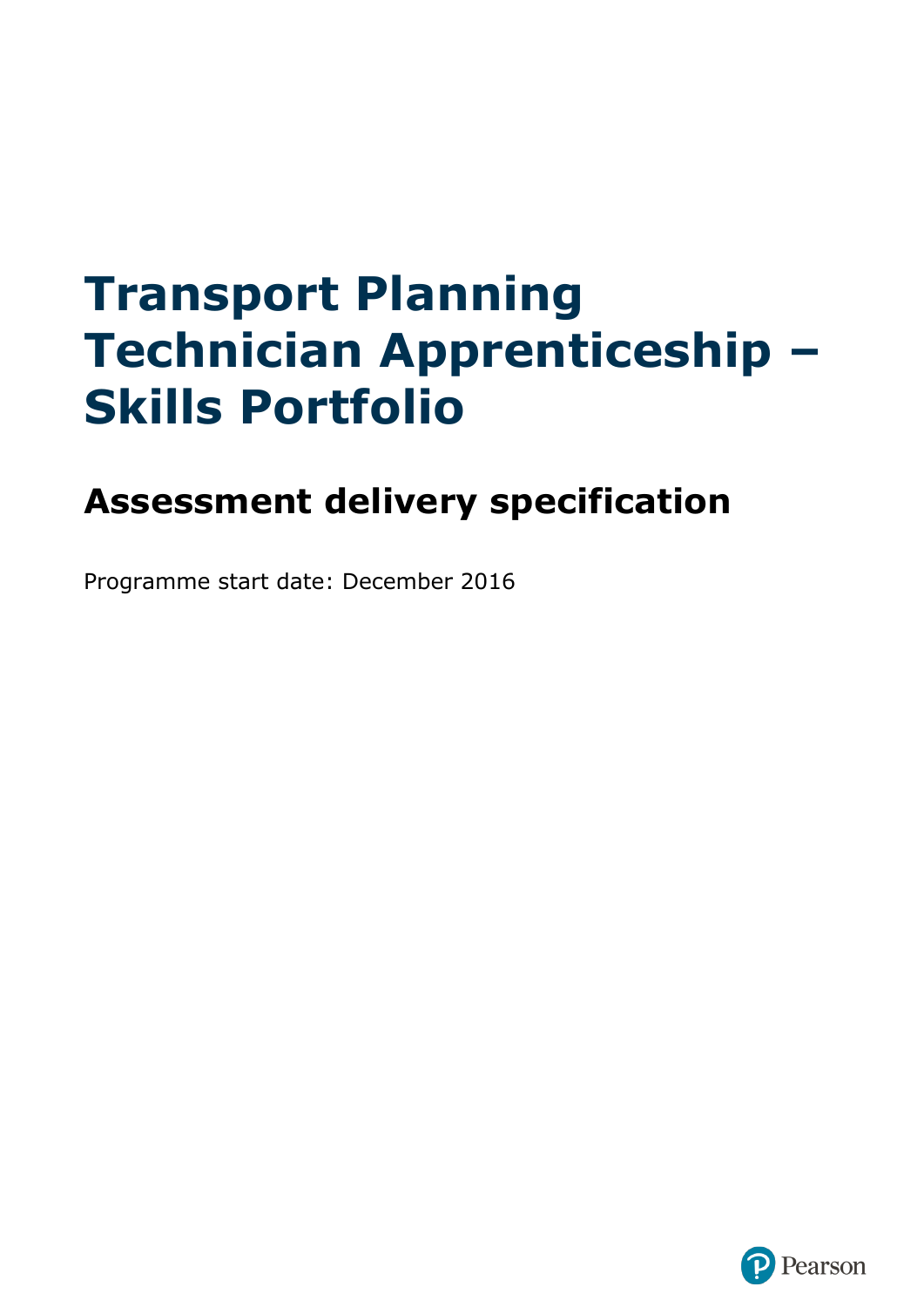# Transport Planning Technician Apprenticeship – Skills Portfolio

## Assessment delivery specification

Programme start date: December 2016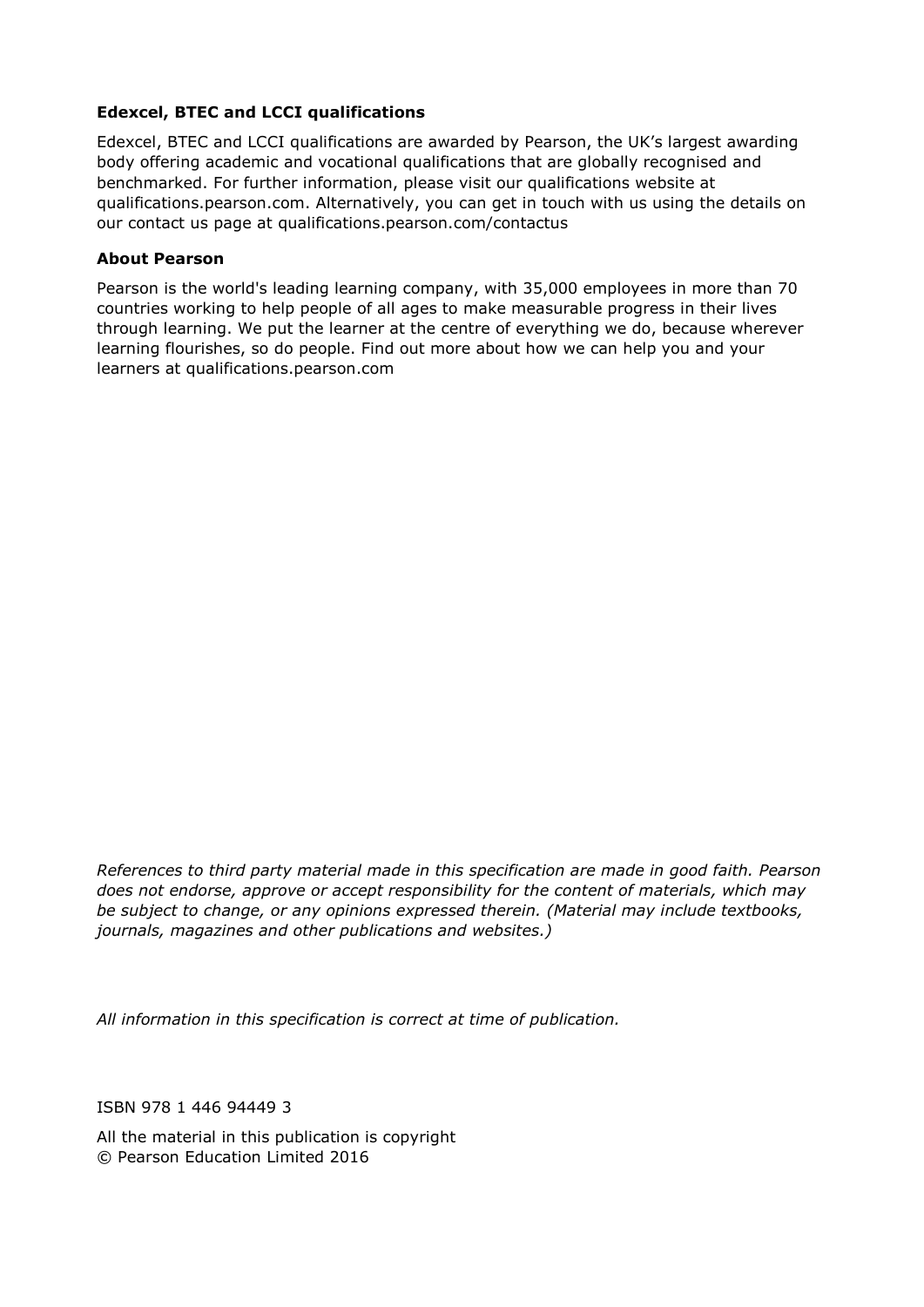**Edexcel, BTEC and LCCI qualifications**

Edexcel, BTEC and LCCI qualifications are awarded by Pearson, the UK's largest awarding body offering academic and vocational qualifications that are globally recognised and benchmarked. For further information, please visit our qualifications website at qualifications.pearson.com. Alternatively, you can get in touch with us using the details on our contact us page at qualifications.pearson.com/contactus

**About Pearson**

Pearson is the world's leading learning company, with 35,000 employees in more than 70 countries working to help people of all ages to make measurable progress in their lives through learning. We put the learner at the centre of everything we do, because wherever learning flourishes, so do people. Find out more about how we can help you and your learners at qualifications.pearson.com

*References to third party material made in this specification are made in good faith. Pearson does not endorse, approve or accept responsibility for the content of materials, which may be subject to change, or any opinions expressed therein. (Material may include textbooks, journals, magazines and other publications and websites.)*

*All information in this specification is correct at time of publication.*

ISBN 978 1 446 94449 3

All the material in this publication is copyright
© Pearson Education Limited 2016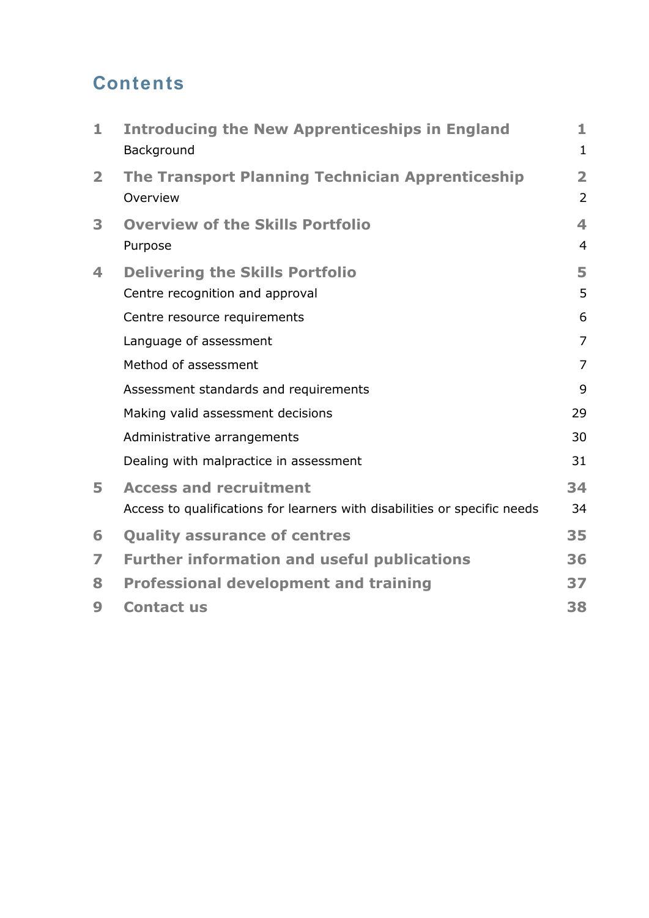# Contents

| | | |
|---|---|---|
| **1** | **Introducing the New Apprenticeships in England** | **1** |
| | Background | 1 |
| **2** | **The Transport Planning Technician Apprenticeship** | **2** |
| | Overview | 2 |
| **3** | **Overview of the Skills Portfolio** | **4** |
| | Purpose | 4 |
| **4** | **Delivering the Skills Portfolio** | **5** |
| | Centre recognition and approval | 5 |
| | Centre resource requirements | 6 |
| | Language of assessment | 7 |
| | Method of assessment | 7 |
| | Assessment standards and requirements | 9 |
| | Making valid assessment decisions | 29 |
| | Administrative arrangements | 30 |
| | Dealing with malpractice in assessment | 31 |
| **5** | **Access and recruitment** | **34** |
| | Access to qualifications for learners with disabilities or specific needs | 34 |
| **6** | **Quality assurance of centres** | **35** |
| **7** | **Further information and useful publications** | **36** |
| **8** | **Professional development and training** | **37** |
| **9** | **Contact us** | **38** |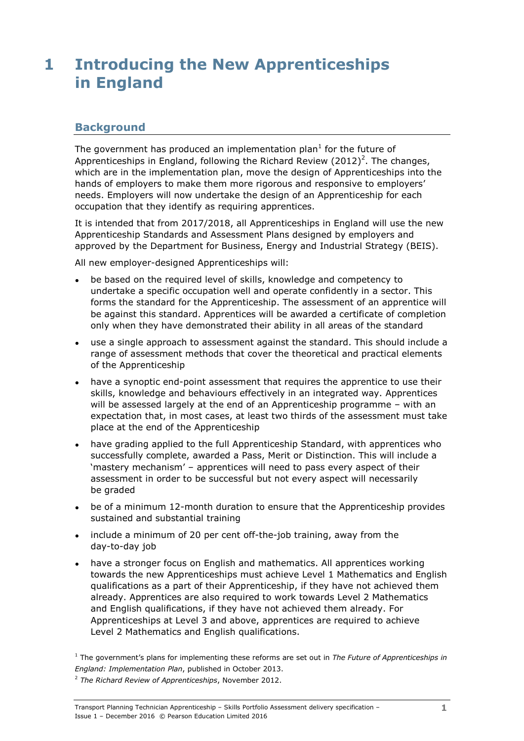# 1 Introducing the New Apprenticeships in England

## Background

The government has produced an implementation plan[1] for the future of Apprenticeships in England, following the Richard Review (2012)[2]. The changes, which are in the implementation plan, move the design of Apprenticeships into the hands of employers to make them more rigorous and responsive to employers' needs. Employers will now undertake the design of an Apprenticeship for each occupation that they identify as requiring apprentices.

It is intended that from 2017/2018, all Apprenticeships in England will use the new Apprenticeship Standards and Assessment Plans designed by employers and approved by the Department for Business, Energy and Industrial Strategy (BEIS).

All new employer-designed Apprenticeships will:

- be based on the required level of skills, knowledge and competency to undertake a specific occupation well and operate confidently in a sector. This forms the standard for the Apprenticeship. The assessment of an apprentice will be against this standard. Apprentices will be awarded a certificate of completion only when they have demonstrated their ability in all areas of the standard
- use a single approach to assessment against the standard. This should include a range of assessment methods that cover the theoretical and practical elements of the Apprenticeship
- have a synoptic end-point assessment that requires the apprentice to use their skills, knowledge and behaviours effectively in an integrated way. Apprentices will be assessed largely at the end of an Apprenticeship programme – with an expectation that, in most cases, at least two thirds of the assessment must take place at the end of the Apprenticeship
- have grading applied to the full Apprenticeship Standard, with apprentices who successfully complete, awarded a Pass, Merit or Distinction. This will include a 'mastery mechanism' – apprentices will need to pass every aspect of their assessment in order to be successful but not every aspect will necessarily be graded
- be of a minimum 12-month duration to ensure that the Apprenticeship provides sustained and substantial training
- include a minimum of 20 per cent off-the-job training, away from the day-to-day job
- have a stronger focus on English and mathematics. All apprentices working towards the new Apprenticeships must achieve Level 1 Mathematics and English qualifications as a part of their Apprenticeship, if they have not achieved them already. Apprentices are also required to work towards Level 2 Mathematics and English qualifications, if they have not achieved them already. For Apprenticeships at Level 3 and above, apprentices are required to achieve Level 2 Mathematics and English qualifications.

[1] The government's plans for implementing these reforms are set out in *The Future of Apprenticeships in England: Implementation Plan*, published in October 2013.

[2] *The Richard Review of Apprenticeships*, November 2012.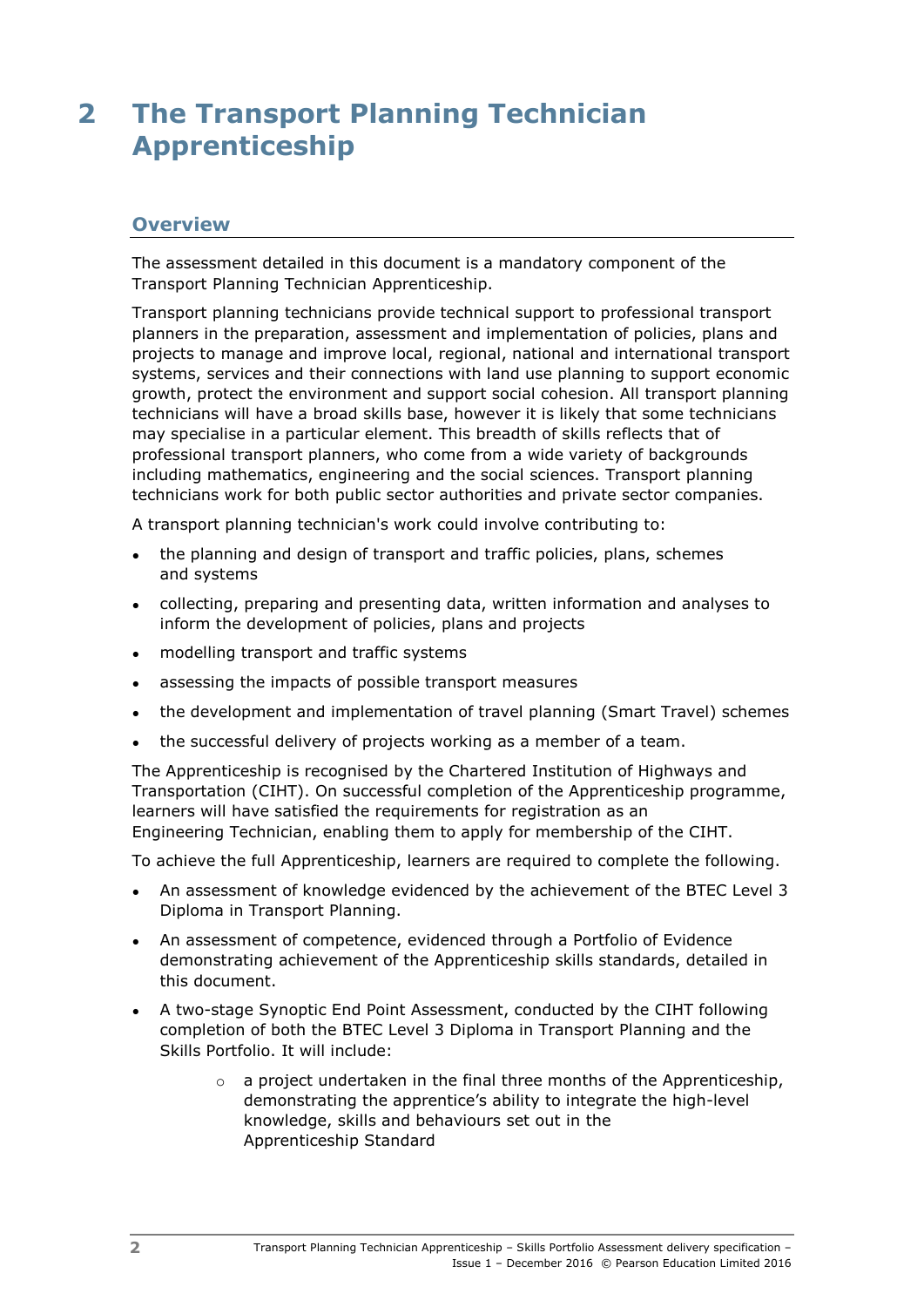# 2 The Transport Planning Technician Apprenticeship

## Overview

The assessment detailed in this document is a mandatory component of the Transport Planning Technician Apprenticeship.

Transport planning technicians provide technical support to professional transport planners in the preparation, assessment and implementation of policies, plans and projects to manage and improve local, regional, national and international transport systems, services and their connections with land use planning to support economic growth, protect the environment and support social cohesion. All transport planning technicians will have a broad skills base, however it is likely that some technicians may specialise in a particular element. This breadth of skills reflects that of professional transport planners, who come from a wide variety of backgrounds including mathematics, engineering and the social sciences. Transport planning technicians work for both public sector authorities and private sector companies.

A transport planning technician's work could involve contributing to:

- the planning and design of transport and traffic policies, plans, schemes and systems
- collecting, preparing and presenting data, written information and analyses to inform the development of policies, plans and projects
- modelling transport and traffic systems
- assessing the impacts of possible transport measures
- the development and implementation of travel planning (Smart Travel) schemes
- the successful delivery of projects working as a member of a team.

The Apprenticeship is recognised by the Chartered Institution of Highways and Transportation (CIHT). On successful completion of the Apprenticeship programme, learners will have satisfied the requirements for registration as an Engineering Technician, enabling them to apply for membership of the CIHT.

To achieve the full Apprenticeship, learners are required to complete the following.

- An assessment of knowledge evidenced by the achievement of the BTEC Level 3 Diploma in Transport Planning.
- An assessment of competence, evidenced through a Portfolio of Evidence demonstrating achievement of the Apprenticeship skills standards, detailed in this document.
- A two-stage Synoptic End Point Assessment, conducted by the CIHT following completion of both the BTEC Level 3 Diploma in Transport Planning and the Skills Portfolio. It will include:
    - a project undertaken in the final three months of the Apprenticeship, demonstrating the apprentice's ability to integrate the high-level knowledge, skills and behaviours set out in the Apprenticeship Standard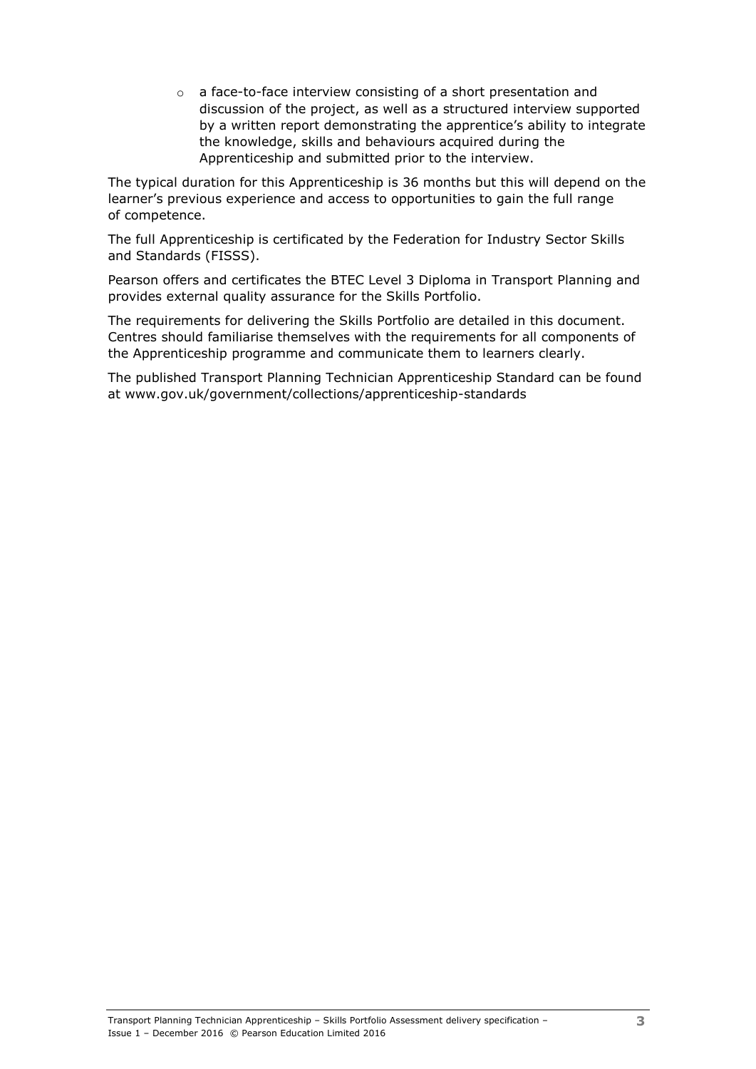- a face-to-face interview consisting of a short presentation and discussion of the project, as well as a structured interview supported by a written report demonstrating the apprentice's ability to integrate the knowledge, skills and behaviours acquired during the Apprenticeship and submitted prior to the interview.

The typical duration for this Apprenticeship is 36 months but this will depend on the learner's previous experience and access to opportunities to gain the full range of competence.

The full Apprenticeship is certificated by the Federation for Industry Sector Skills and Standards (FISSS).

Pearson offers and certificates the BTEC Level 3 Diploma in Transport Planning and provides external quality assurance for the Skills Portfolio.

The requirements for delivering the Skills Portfolio are detailed in this document. Centres should familiarise themselves with the requirements for all components of the Apprenticeship programme and communicate them to learners clearly.

The published Transport Planning Technician Apprenticeship Standard can be found at www.gov.uk/government/collections/apprenticeship-standards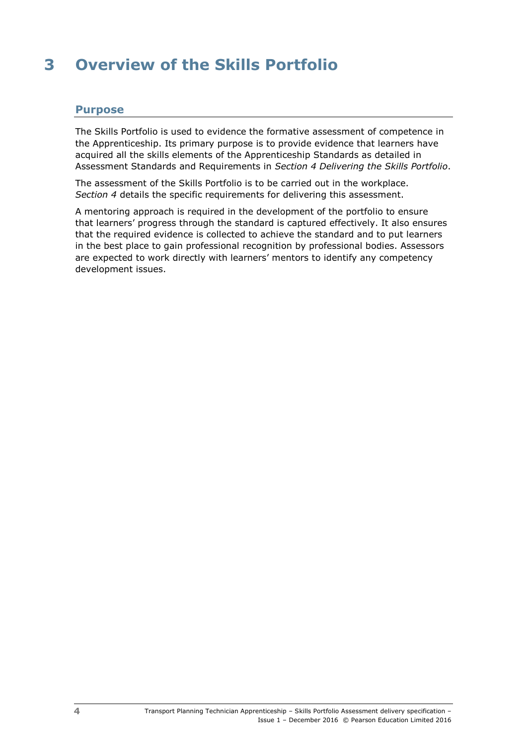# 3 Overview of the Skills Portfolio

## Purpose

The Skills Portfolio is used to evidence the formative assessment of competence in the Apprenticeship. Its primary purpose is to provide evidence that learners have acquired all the skills elements of the Apprenticeship Standards as detailed in Assessment Standards and Requirements in *Section 4 Delivering the Skills Portfolio*.

The assessment of the Skills Portfolio is to be carried out in the workplace. *Section 4* details the specific requirements for delivering this assessment.

A mentoring approach is required in the development of the portfolio to ensure that learners' progress through the standard is captured effectively. It also ensures that the required evidence is collected to achieve the standard and to put learners in the best place to gain professional recognition by professional bodies. Assessors are expected to work directly with learners' mentors to identify any competency development issues.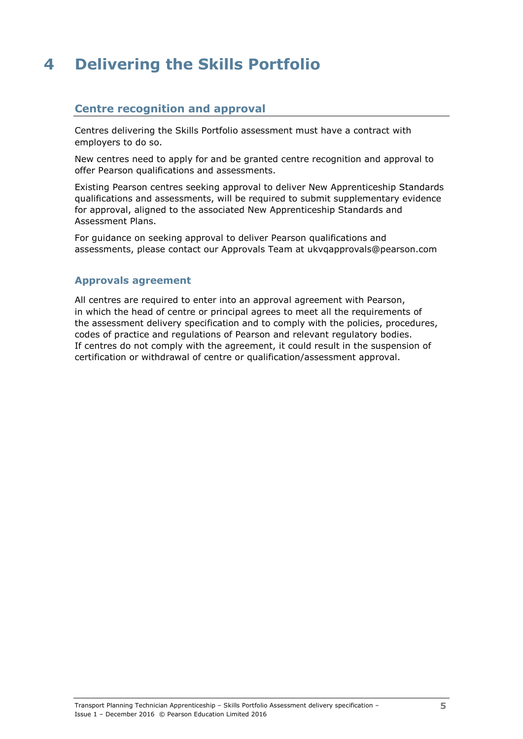# 4 Delivering the Skills Portfolio

## Centre recognition and approval

Centres delivering the Skills Portfolio assessment must have a contract with employers to do so.

New centres need to apply for and be granted centre recognition and approval to offer Pearson qualifications and assessments.

Existing Pearson centres seeking approval to deliver New Apprenticeship Standards qualifications and assessments, will be required to submit supplementary evidence for approval, aligned to the associated New Apprenticeship Standards and Assessment Plans.

For guidance on seeking approval to deliver Pearson qualifications and assessments, please contact our Approvals Team at ukvqapprovals@pearson.com

### Approvals agreement

All centres are required to enter into an approval agreement with Pearson, in which the head of centre or principal agrees to meet all the requirements of the assessment delivery specification and to comply with the policies, procedures, codes of practice and regulations of Pearson and relevant regulatory bodies. If centres do not comply with the agreement, it could result in the suspension of certification or withdrawal of centre or qualification/assessment approval.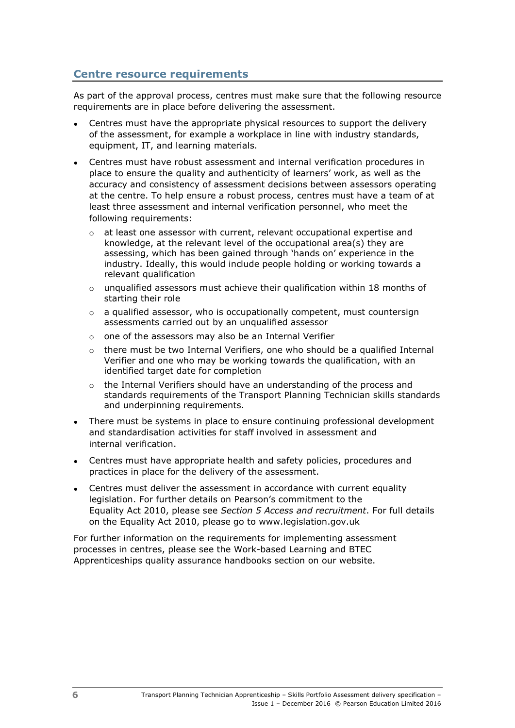## Centre resource requirements

As part of the approval process, centres must make sure that the following resource requirements are in place before delivering the assessment.

- Centres must have the appropriate physical resources to support the delivery of the assessment, for example a workplace in line with industry standards, equipment, IT, and learning materials.
- Centres must have robust assessment and internal verification procedures in place to ensure the quality and authenticity of learners' work, as well as the accuracy and consistency of assessment decisions between assessors operating at the centre. To help ensure a robust process, centres must have a team of at least three assessment and internal verification personnel, who meet the following requirements:
  - at least one assessor with current, relevant occupational expertise and knowledge, at the relevant level of the occupational area(s) they are assessing, which has been gained through 'hands on' experience in the industry. Ideally, this would include people holding or working towards a relevant qualification
  - unqualified assessors must achieve their qualification within 18 months of starting their role
  - a qualified assessor, who is occupationally competent, must countersign assessments carried out by an unqualified assessor
  - one of the assessors may also be an Internal Verifier
  - there must be two Internal Verifiers, one who should be a qualified Internal Verifier and one who may be working towards the qualification, with an identified target date for completion
  - the Internal Verifiers should have an understanding of the process and standards requirements of the Transport Planning Technician skills standards and underpinning requirements.
- There must be systems in place to ensure continuing professional development and standardisation activities for staff involved in assessment and internal verification.
- Centres must have appropriate health and safety policies, procedures and practices in place for the delivery of the assessment.
- Centres must deliver the assessment in accordance with current equality legislation. For further details on Pearson's commitment to the Equality Act 2010, please see *Section 5 Access and recruitment*. For full details on the Equality Act 2010, please go to www.legislation.gov.uk

For further information on the requirements for implementing assessment processes in centres, please see the Work-based Learning and BTEC Apprenticeships quality assurance handbooks section on our website.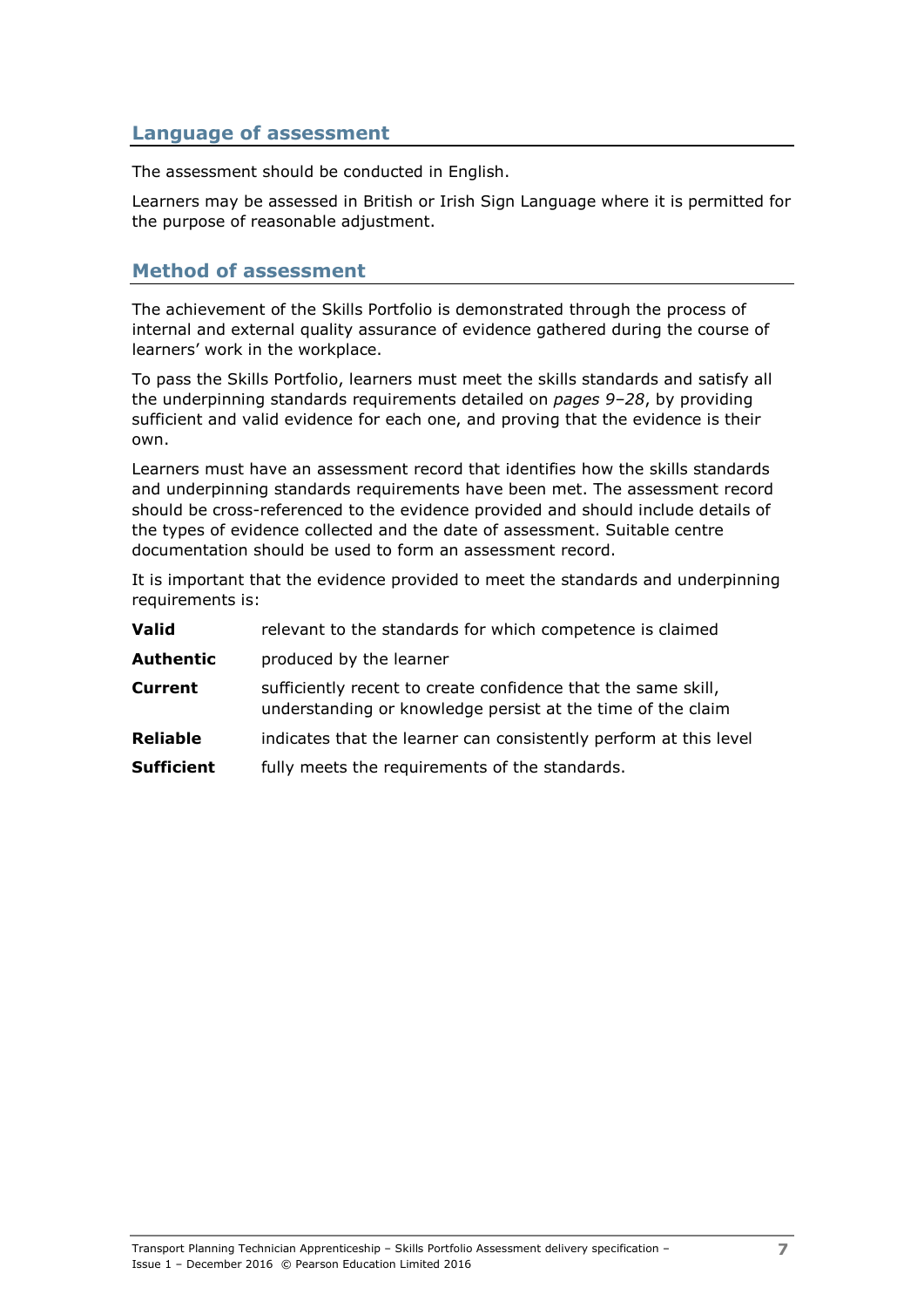## Language of assessment

The assessment should be conducted in English.

Learners may be assessed in British or Irish Sign Language where it is permitted for the purpose of reasonable adjustment.

## Method of assessment

The achievement of the Skills Portfolio is demonstrated through the process of internal and external quality assurance of evidence gathered during the course of learners' work in the workplace.

To pass the Skills Portfolio, learners must meet the skills standards and satisfy all the underpinning standards requirements detailed on *pages 9–28*, by providing sufficient and valid evidence for each one, and proving that the evidence is their own.

Learners must have an assessment record that identifies how the skills standards and underpinning standards requirements have been met. The assessment record should be cross-referenced to the evidence provided and should include details of the types of evidence collected and the date of assessment. Suitable centre documentation should be used to form an assessment record.

It is important that the evidence provided to meet the standards and underpinning requirements is:

| | |
|---|---|
| **Valid** | relevant to the standards for which competence is claimed |
| **Authentic** | produced by the learner |
| **Current** | sufficiently recent to create confidence that the same skill, understanding or knowledge persist at the time of the claim |
| **Reliable** | indicates that the learner can consistently perform at this level |
| **Sufficient** | fully meets the requirements of the standards. |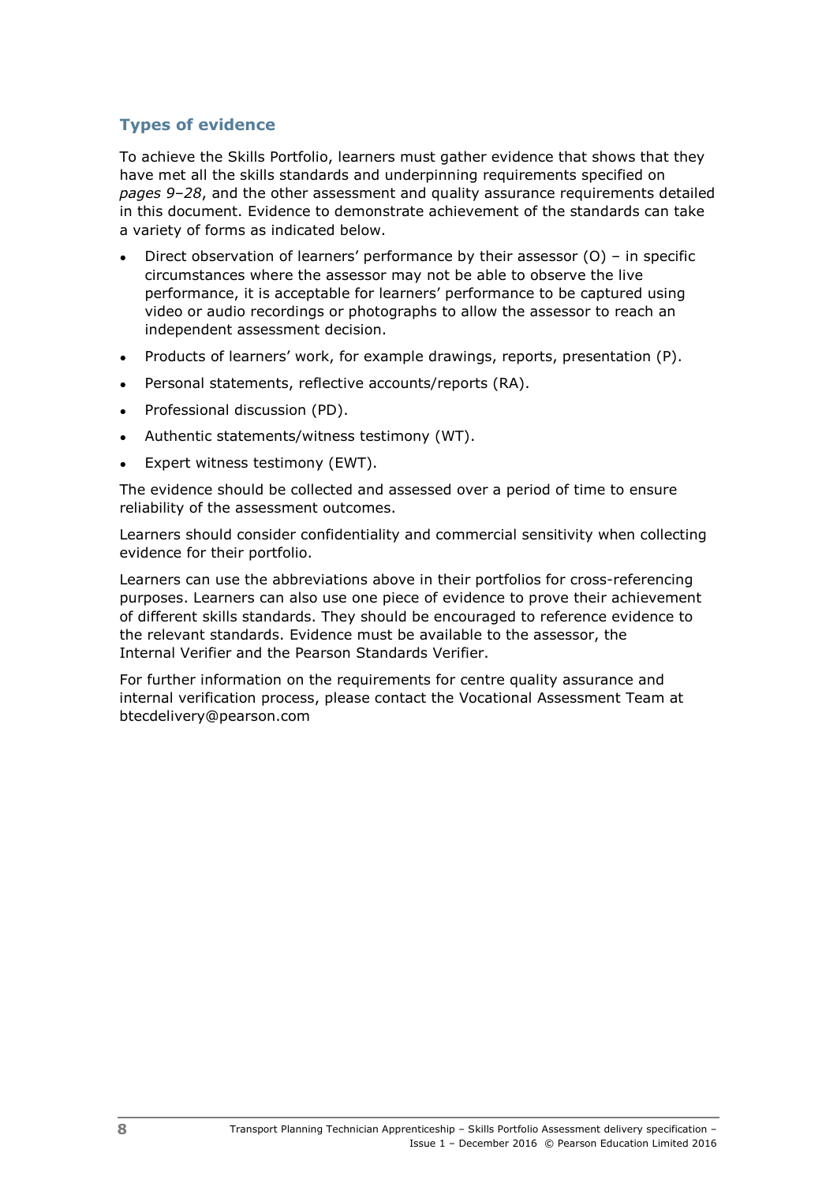## Types of evidence

To achieve the Skills Portfolio, learners must gather evidence that shows that they have met all the skills standards and underpinning requirements specified on *pages 9–28*, and the other assessment and quality assurance requirements detailed in this document. Evidence to demonstrate achievement of the standards can take a variety of forms as indicated below.

- Direct observation of learners' performance by their assessor (O) – in specific circumstances where the assessor may not be able to observe the live performance, it is acceptable for learners' performance to be captured using video or audio recordings or photographs to allow the assessor to reach an independent assessment decision.
- Products of learners' work, for example drawings, reports, presentation (P).
- Personal statements, reflective accounts/reports (RA).
- Professional discussion (PD).
- Authentic statements/witness testimony (WT).
- Expert witness testimony (EWT).

The evidence should be collected and assessed over a period of time to ensure reliability of the assessment outcomes.

Learners should consider confidentiality and commercial sensitivity when collecting evidence for their portfolio.

Learners can use the abbreviations above in their portfolios for cross-referencing purposes. Learners can also use one piece of evidence to prove their achievement of different skills standards. They should be encouraged to reference evidence to the relevant standards. Evidence must be available to the assessor, the Internal Verifier and the Pearson Standards Verifier.

For further information on the requirements for centre quality assurance and internal verification process, please contact the Vocational Assessment Team at btecdelivery@pearson.com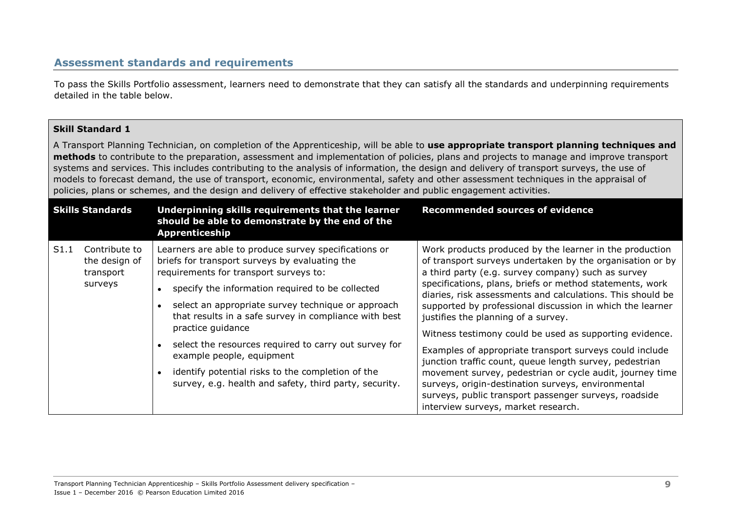## Assessment standards and requirements

To pass the Skills Portfolio assessment, learners need to demonstrate that they can satisfy all the standards and underpinning requirements detailed in the table below.

**Skill Standard 1**

A Transport Planning Technician, on completion of the Apprenticeship, will be able to **use appropriate transport planning techniques and methods** to contribute to the preparation, assessment and implementation of policies, plans and projects to manage and improve transport systems and services. This includes contributing to the analysis of information, the design and delivery of transport surveys, the use of models to forecast demand, the use of transport, economic, environmental, safety and other assessment techniques in the appraisal of policies, plans or schemes, and the design and delivery of effective stakeholder and public engagement activities.

| Skills Standards | Underpinning skills requirements that the learner should be able to demonstrate by the end of the Apprenticeship | Recommended sources of evidence |
|---|---|---|
| S1.1 Contribute to the design of transport surveys | Learners are able to produce survey specifications or briefs for transport surveys by evaluating the requirements for transport surveys to:<br>• specify the information required to be collected<br>• select an appropriate survey technique or approach that results in a safe survey in compliance with best practice guidance<br>• select the resources required to carry out survey for example people, equipment<br>• identify potential risks to the completion of the survey, e.g. health and safety, third party, security. | Work products produced by the learner in the production of transport surveys undertaken by the organisation or by a third party (e.g. survey company) such as survey specifications, plans, briefs or method statements, work diaries, risk assessments and calculations. This should be supported by professional discussion in which the learner justifies the planning of a survey.<br><br>Witness testimony could be used as supporting evidence.<br><br>Examples of appropriate transport surveys could include junction traffic count, queue length survey, pedestrian movement survey, pedestrian or cycle audit, journey time surveys, origin-destination surveys, environmental surveys, public transport passenger surveys, roadside interview surveys, market research. |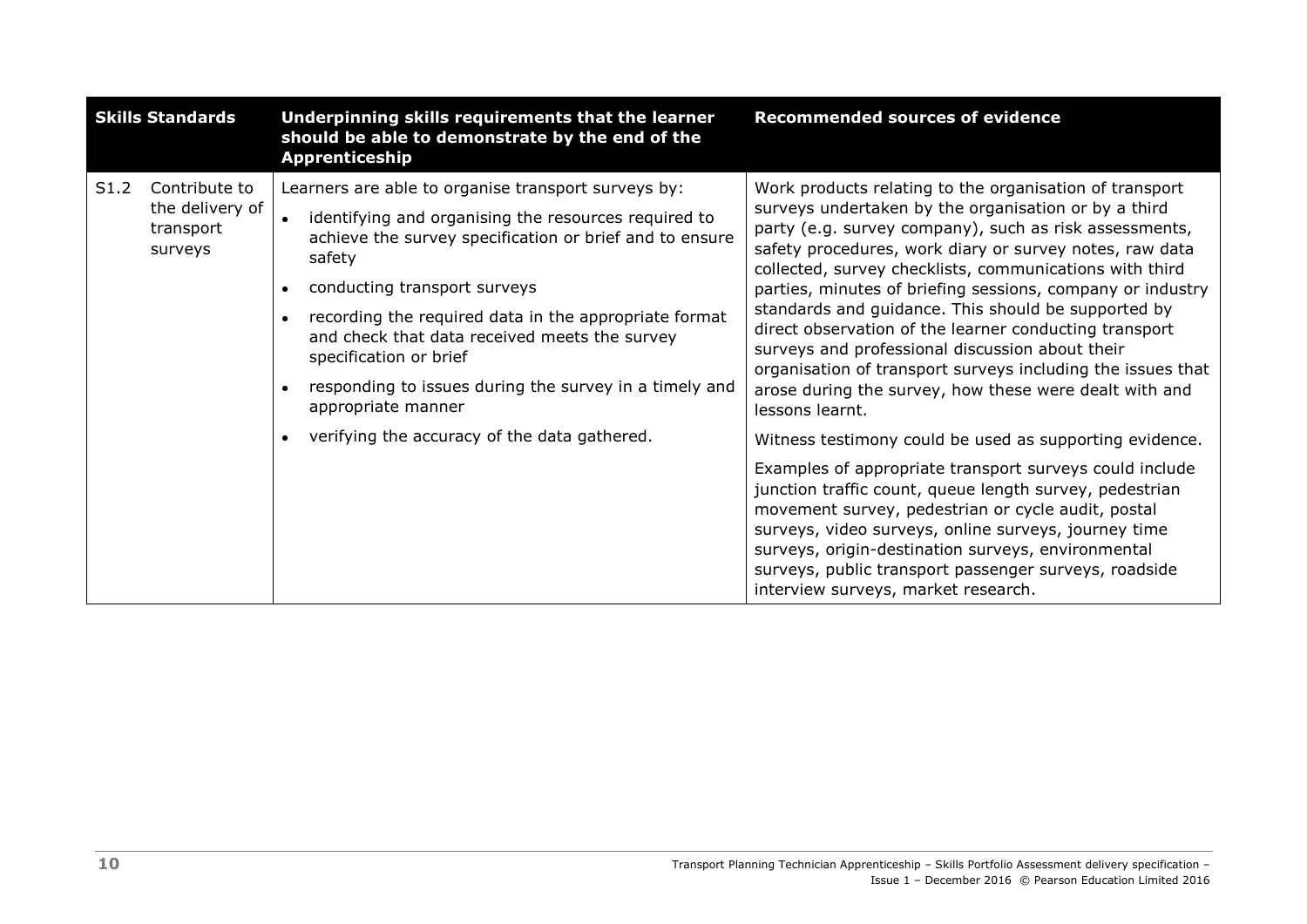| Skills Standards | | Underpinning skills requirements that the learner should be able to demonstrate by the end of the Apprenticeship | Recommended sources of evidence |
|---|---|---|---|
| S1.2 | Contribute to the delivery of transport surveys | Learners are able to organise transport surveys by:<br>• identifying and organising the resources required to achieve the survey specification or brief and to ensure safety<br>• conducting transport surveys<br>• recording the required data in the appropriate format and check that data received meets the survey specification or brief<br>• responding to issues during the survey in a timely and appropriate manner<br>• verifying the accuracy of the data gathered. | Work products relating to the organisation of transport surveys undertaken by the organisation or by a third party (e.g. survey company), such as risk assessments, safety procedures, work diary or survey notes, raw data collected, survey checklists, communications with third parties, minutes of briefing sessions, company or industry standards and guidance. This should be supported by direct observation of the learner conducting transport surveys and professional discussion about their organisation of transport surveys including the issues that arose during the survey, how these were dealt with and lessons learnt.<br><br>Witness testimony could be used as supporting evidence.<br><br>Examples of appropriate transport surveys could include junction traffic count, queue length survey, pedestrian movement survey, pedestrian or cycle audit, postal surveys, video surveys, online surveys, journey time surveys, origin-destination surveys, environmental surveys, public transport passenger surveys, roadside interview surveys, market research. |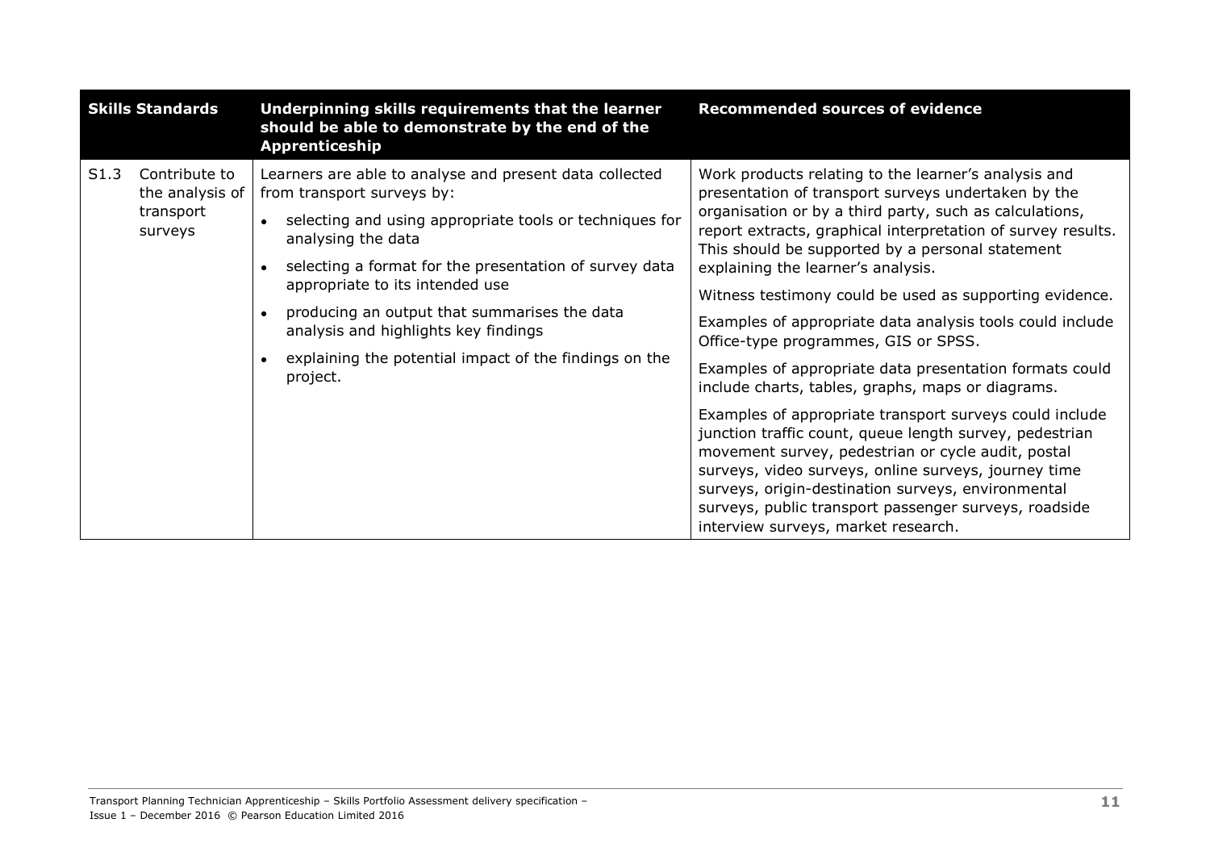| Skills Standards | Underpinning skills requirements that the learner should be able to demonstrate by the end of the Apprenticeship | Recommended sources of evidence |
|---|---|---|
| S1.3 Contribute to the analysis of transport surveys | Learners are able to analyse and present data collected from transport surveys by:<br>• selecting and using appropriate tools or techniques for analysing the data<br>• selecting a format for the presentation of survey data appropriate to its intended use<br>• producing an output that summarises the data analysis and highlights key findings<br>• explaining the potential impact of the findings on the project. | Work products relating to the learner's analysis and presentation of transport surveys undertaken by the organisation or by a third party, such as calculations, report extracts, graphical interpretation of survey results. This should be supported by a personal statement explaining the learner's analysis.<br>Witness testimony could be used as supporting evidence.<br>Examples of appropriate data analysis tools could include Office-type programmes, GIS or SPSS.<br>Examples of appropriate data presentation formats could include charts, tables, graphs, maps or diagrams.<br>Examples of appropriate transport surveys could include junction traffic count, queue length survey, pedestrian movement survey, pedestrian or cycle audit, postal surveys, video surveys, online surveys, journey time surveys, origin-destination surveys, environmental surveys, public transport passenger surveys, roadside interview surveys, market research. |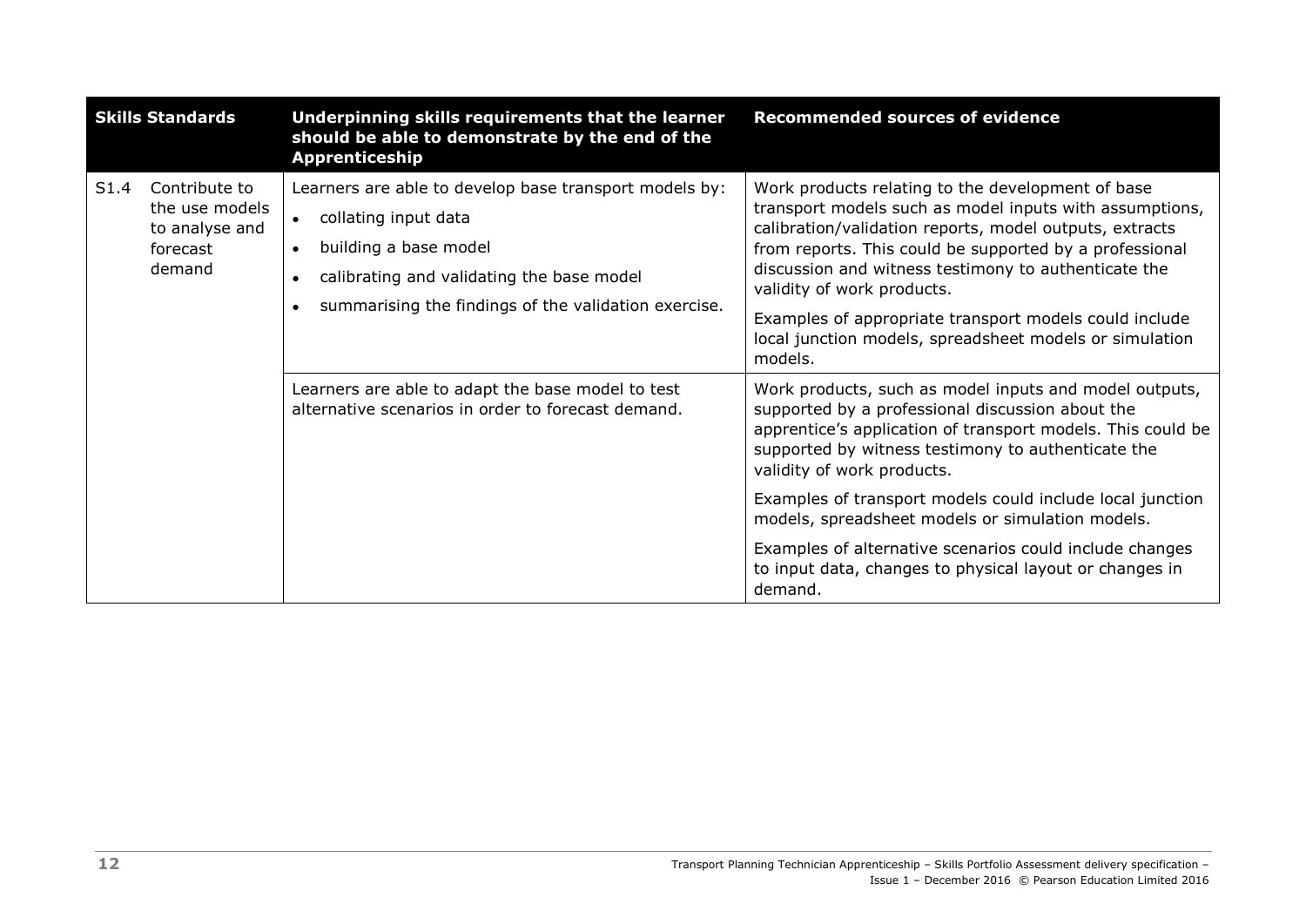| Skills Standards | Underpinning skills requirements that the learner should be able to demonstrate by the end of the Apprenticeship | Recommended sources of evidence |
|---|---|---|
| S1.4 Contribute to the use models to analyse and forecast demand | Learners are able to develop base transport models by:<br>• collating input data<br>• building a base model<br>• calibrating and validating the base model<br>• summarising the findings of the validation exercise. | Work products relating to the development of base transport models such as model inputs with assumptions, calibration/validation reports, model outputs, extracts from reports. This could be supported by a professional discussion and witness testimony to authenticate the validity of work products.<br><br>Examples of appropriate transport models could include local junction models, spreadsheet models or simulation models. |
| | Learners are able to adapt the base model to test alternative scenarios in order to forecast demand. | Work products, such as model inputs and model outputs, supported by a professional discussion about the apprentice's application of transport models. This could be supported by witness testimony to authenticate the validity of work products.<br><br>Examples of transport models could include local junction models, spreadsheet models or simulation models.<br><br>Examples of alternative scenarios could include changes to input data, changes to physical layout or changes in demand. |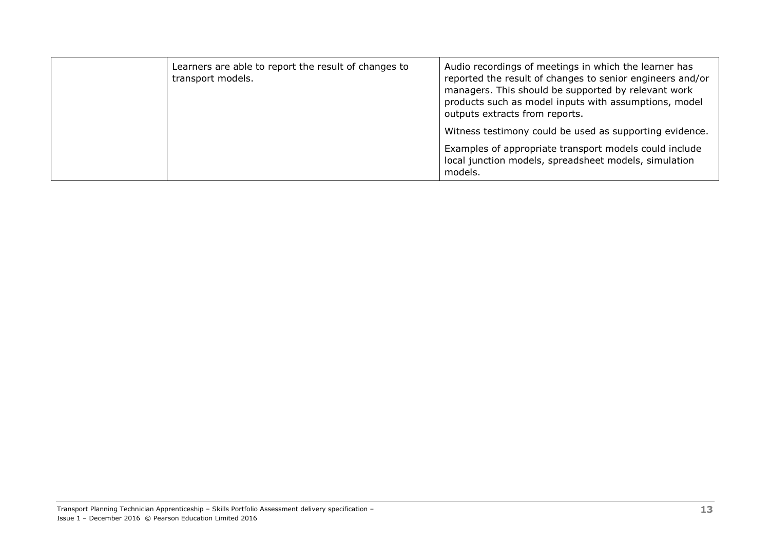| | | |
|---|---|---|
| | Learners are able to report the result of changes to transport models. | Audio recordings of meetings in which the learner has reported the result of changes to senior engineers and/or managers. This should be supported by relevant work products such as model inputs with assumptions, model outputs extracts from reports.<br><br>Witness testimony could be used as supporting evidence.<br><br>Examples of appropriate transport models could include local junction models, spreadsheet models, simulation models. |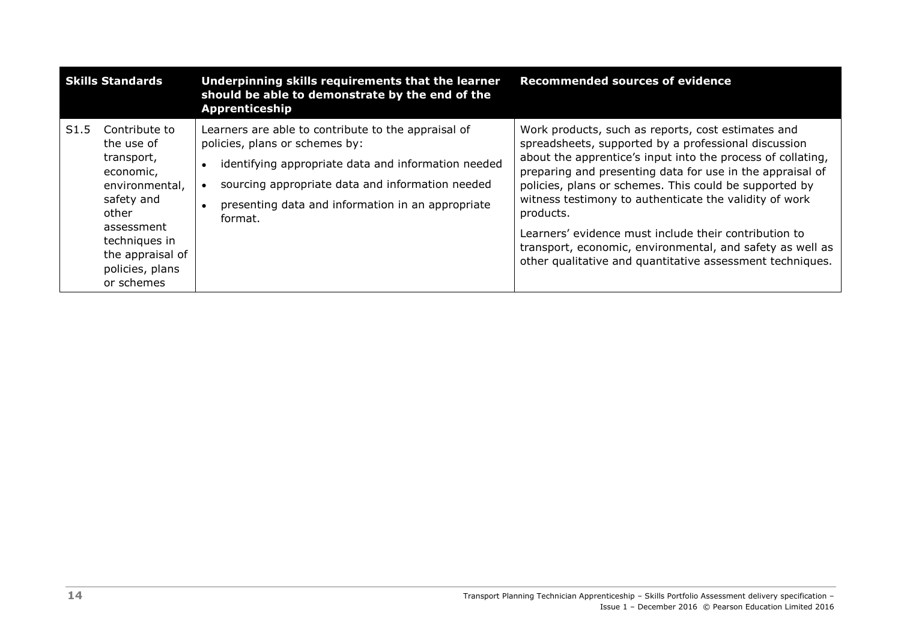| Skills Standards | | Underpinning skills requirements that the learner should be able to demonstrate by the end of the Apprenticeship | Recommended sources of evidence |
|---|---|---|---|
| S1.5 | Contribute to the use of transport, economic, environmental, safety and other assessment techniques in the appraisal of policies, plans or schemes | Learners are able to contribute to the appraisal of policies, plans or schemes by:<br>• identifying appropriate data and information needed<br>• sourcing appropriate data and information needed<br>• presenting data and information in an appropriate format. | Work products, such as reports, cost estimates and spreadsheets, supported by a professional discussion about the apprentice's input into the process of collating, preparing and presenting data for use in the appraisal of policies, plans or schemes. This could be supported by witness testimony to authenticate the validity of work products.<br><br>Learners' evidence must include their contribution to transport, economic, environmental, and safety as well as other qualitative and quantitative assessment techniques. |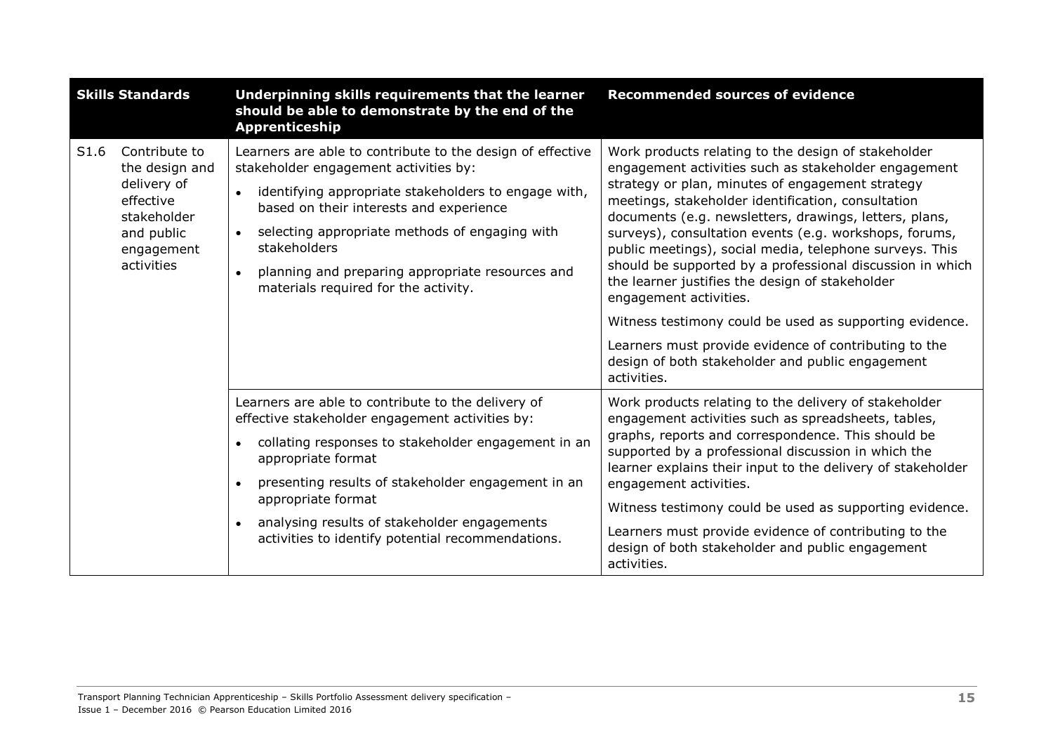| Skills Standards | Underpinning skills requirements that the learner should be able to demonstrate by the end of the Apprenticeship | Recommended sources of evidence |
|---|---|---|
| S1.6 Contribute to the design and delivery of effective stakeholder and public engagement activities | Learners are able to contribute to the design of effective stakeholder engagement activities by:<br>• identifying appropriate stakeholders to engage with, based on their interests and experience<br>• selecting appropriate methods of engaging with stakeholders<br>• planning and preparing appropriate resources and materials required for the activity. | Work products relating to the design of stakeholder engagement activities such as stakeholder engagement strategy or plan, minutes of engagement strategy meetings, stakeholder identification, consultation documents (e.g. newsletters, drawings, letters, plans, surveys), consultation events (e.g. workshops, forums, public meetings), social media, telephone surveys. This should be supported by a professional discussion in which the learner justifies the design of stakeholder engagement activities.<br>Witness testimony could be used as supporting evidence.<br>Learners must provide evidence of contributing to the design of both stakeholder and public engagement activities. |
| | Learners are able to contribute to the delivery of effective stakeholder engagement activities by:<br>• collating responses to stakeholder engagement in an appropriate format<br>• presenting results of stakeholder engagement in an appropriate format<br>• analysing results of stakeholder engagements activities to identify potential recommendations. | Work products relating to the delivery of stakeholder engagement activities such as spreadsheets, tables, graphs, reports and correspondence. This should be supported by a professional discussion in which the learner explains their input to the delivery of stakeholder engagement activities.<br>Witness testimony could be used as supporting evidence.<br>Learners must provide evidence of contributing to the design of both stakeholder and public engagement activities. |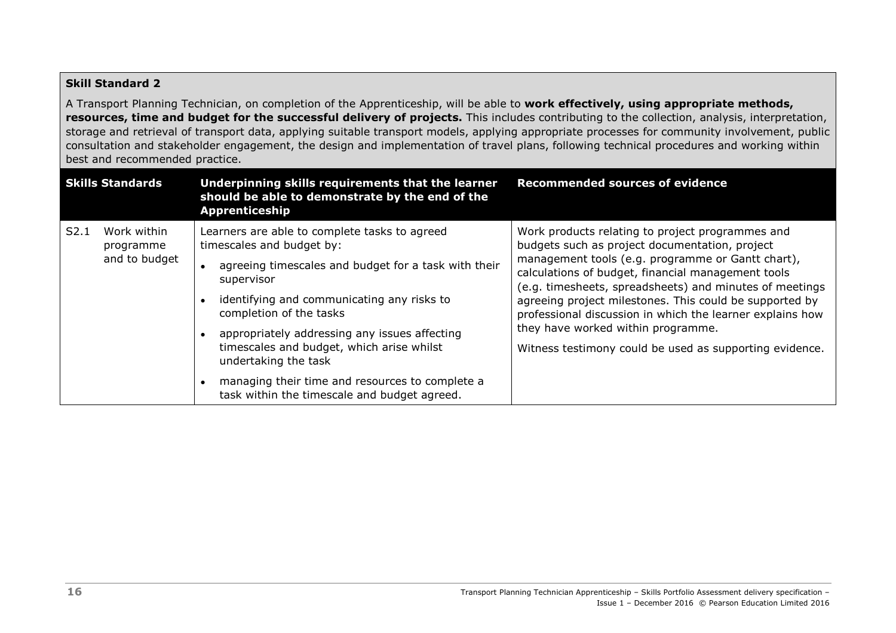**Skill Standard 2**

A Transport Planning Technician, on completion of the Apprenticeship, will be able to **work effectively, using appropriate methods, resources, time and budget for the successful delivery of projects.** This includes contributing to the collection, analysis, interpretation, storage and retrieval of transport data, applying suitable transport models, applying appropriate processes for community involvement, public consultation and stakeholder engagement, the design and implementation of travel plans, following technical procedures and working within best and recommended practice.

| Skills Standards | | Underpinning skills requirements that the learner should be able to demonstrate by the end of the Apprenticeship | Recommended sources of evidence |
|---|---|---|---|
| S2.1 | Work within programme and to budget | Learners are able to complete tasks to agreed timescales and budget by:<br>• agreeing timescales and budget for a task with their supervisor<br>• identifying and communicating any risks to completion of the tasks<br>• appropriately addressing any issues affecting timescales and budget, which arise whilst undertaking the task<br>• managing their time and resources to complete a task within the timescale and budget agreed. | Work products relating to project programmes and budgets such as project documentation, project management tools (e.g. programme or Gantt chart), calculations of budget, financial management tools (e.g. timesheets, spreadsheets) and minutes of meetings agreeing project milestones. This could be supported by professional discussion in which the learner explains how they have worked within programme.<br>Witness testimony could be used as supporting evidence. |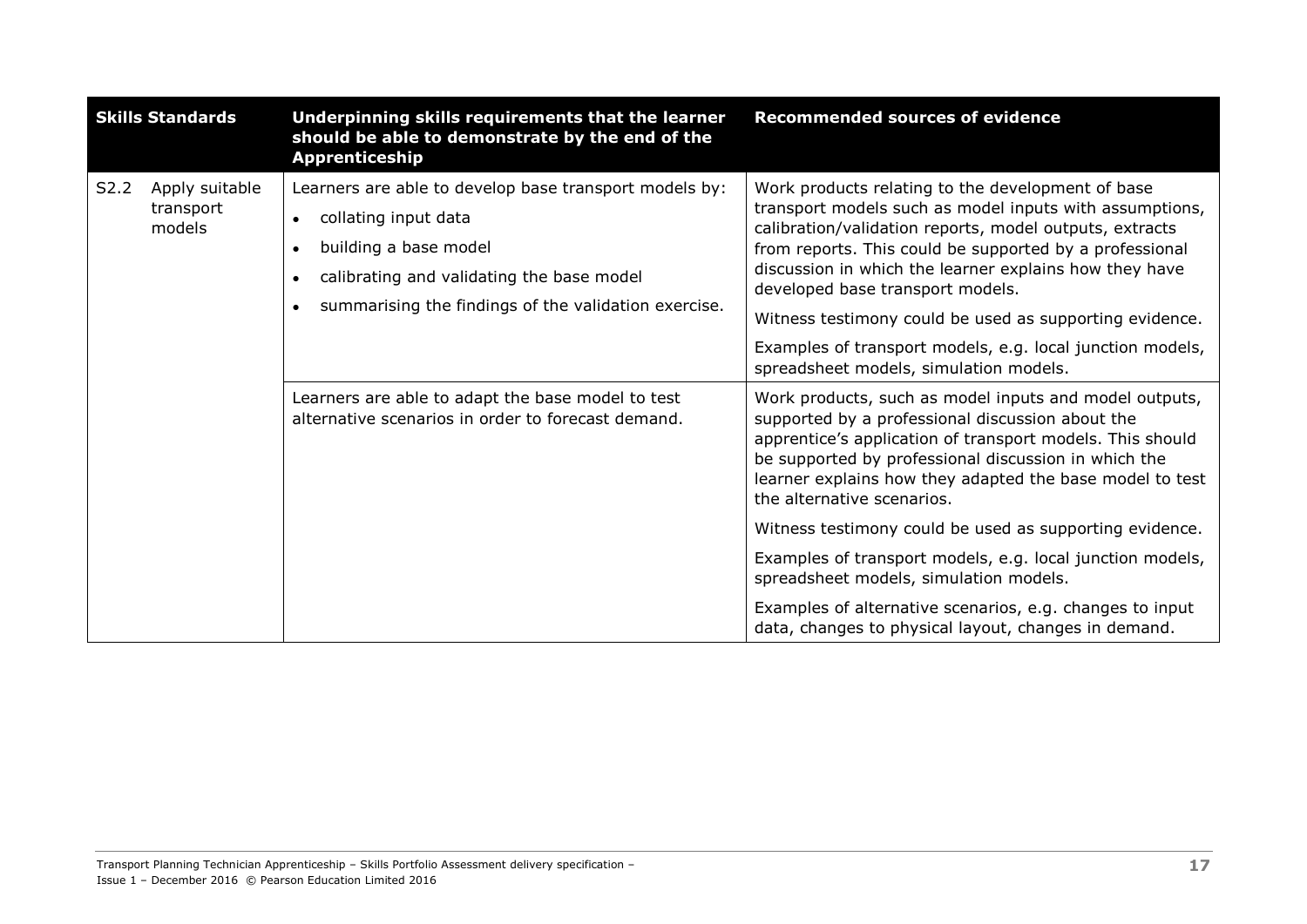| Skills Standards | | Underpinning skills requirements that the learner should be able to demonstrate by the end of the Apprenticeship | Recommended sources of evidence |
|---|---|---|---|
| S2.2 | Apply suitable transport models | Learners are able to develop base transport models by:<br>• collating input data<br>• building a base model<br>• calibrating and validating the base model<br>• summarising the findings of the validation exercise. | Work products relating to the development of base transport models such as model inputs with assumptions, calibration/validation reports, model outputs, extracts from reports. This could be supported by a professional discussion in which the learner explains how they have developed base transport models.<br><br>Witness testimony could be used as supporting evidence.<br><br>Examples of transport models, e.g. local junction models, spreadsheet models, simulation models. |
| | | Learners are able to adapt the base model to test alternative scenarios in order to forecast demand. | Work products, such as model inputs and model outputs, supported by a professional discussion about the apprentice's application of transport models. This should be supported by professional discussion in which the learner explains how they adapted the base model to test the alternative scenarios.<br><br>Witness testimony could be used as supporting evidence.<br><br>Examples of transport models, e.g. local junction models, spreadsheet models, simulation models.<br><br>Examples of alternative scenarios, e.g. changes to input data, changes to physical layout, changes in demand. |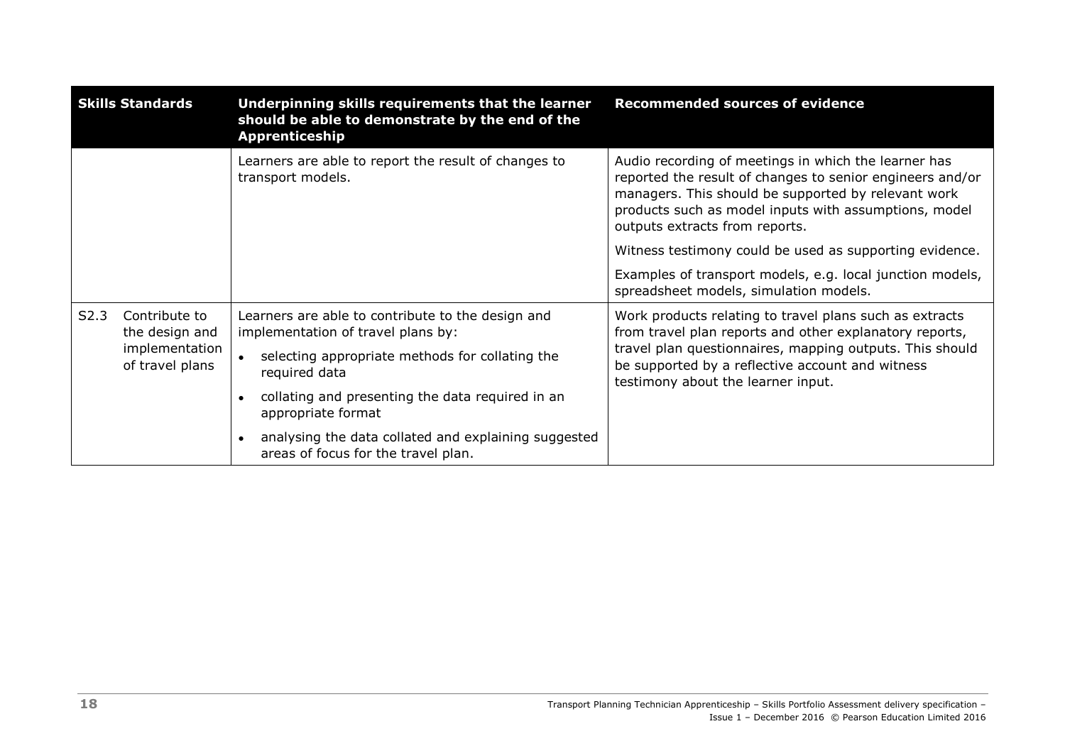| Skills Standards | Underpinning skills requirements that the learner should be able to demonstrate by the end of the Apprenticeship | Recommended sources of evidence |
|---|---|---|
| | Learners are able to report the result of changes to transport models. | Audio recording of meetings in which the learner has reported the result of changes to senior engineers and/or managers. This should be supported by relevant work products such as model inputs with assumptions, model outputs extracts from reports.<br><br>Witness testimony could be used as supporting evidence.<br><br>Examples of transport models, e.g. local junction models, spreadsheet models, simulation models. |
| S2.3 Contribute to the design and implementation of travel plans | Learners are able to contribute to the design and implementation of travel plans by:<br><br>• selecting appropriate methods for collating the required data<br><br>• collating and presenting the data required in an appropriate format<br><br>• analysing the data collated and explaining suggested areas of focus for the travel plan. | Work products relating to travel plans such as extracts from travel plan reports and other explanatory reports, travel plan questionnaires, mapping outputs. This should be supported by a reflective account and witness testimony about the learner input. |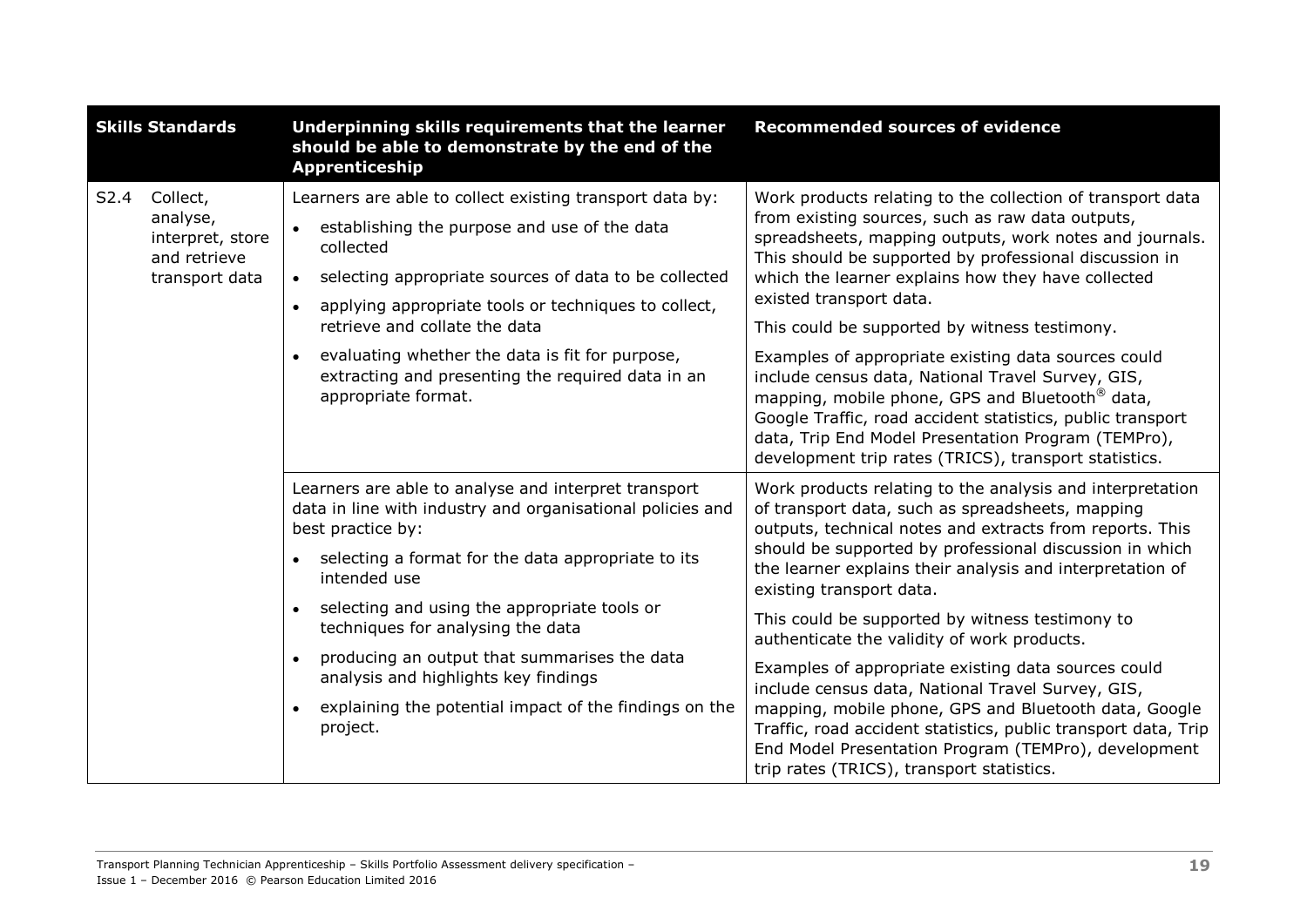| Skills Standards | Underpinning skills requirements that the learner should be able to demonstrate by the end of the Apprenticeship | Recommended sources of evidence |
|---|---|---|
| S2.4 Collect, analyse, interpret, store and retrieve transport data | Learners are able to collect existing transport data by:<br>• establishing the purpose and use of the data collected<br>• selecting appropriate sources of data to be collected<br>• applying appropriate tools or techniques to collect, retrieve and collate the data<br>• evaluating whether the data is fit for purpose, extracting and presenting the required data in an appropriate format. | Work products relating to the collection of transport data from existing sources, such as raw data outputs, spreadsheets, mapping outputs, work notes and journals. This should be supported by professional discussion in which the learner explains how they have collected existed transport data.<br>This could be supported by witness testimony.<br>Examples of appropriate existing data sources could include census data, National Travel Survey, GIS, mapping, mobile phone, GPS and Bluetooth® data, Google Traffic, road accident statistics, public transport data, Trip End Model Presentation Program (TEMPro), development trip rates (TRICS), transport statistics. |
| | Learners are able to analyse and interpret transport data in line with industry and organisational policies and best practice by:<br>• selecting a format for the data appropriate to its intended use<br>• selecting and using the appropriate tools or techniques for analysing the data<br>• producing an output that summarises the data analysis and highlights key findings<br>• explaining the potential impact of the findings on the project. | Work products relating to the analysis and interpretation of transport data, such as spreadsheets, mapping outputs, technical notes and extracts from reports. This should be supported by professional discussion in which the learner explains their analysis and interpretation of existing transport data.<br>This could be supported by witness testimony to authenticate the validity of work products.<br>Examples of appropriate existing data sources could include census data, National Travel Survey, GIS, mapping, mobile phone, GPS and Bluetooth data, Google Traffic, road accident statistics, public transport data, Trip End Model Presentation Program (TEMPro), development trip rates (TRICS), transport statistics. |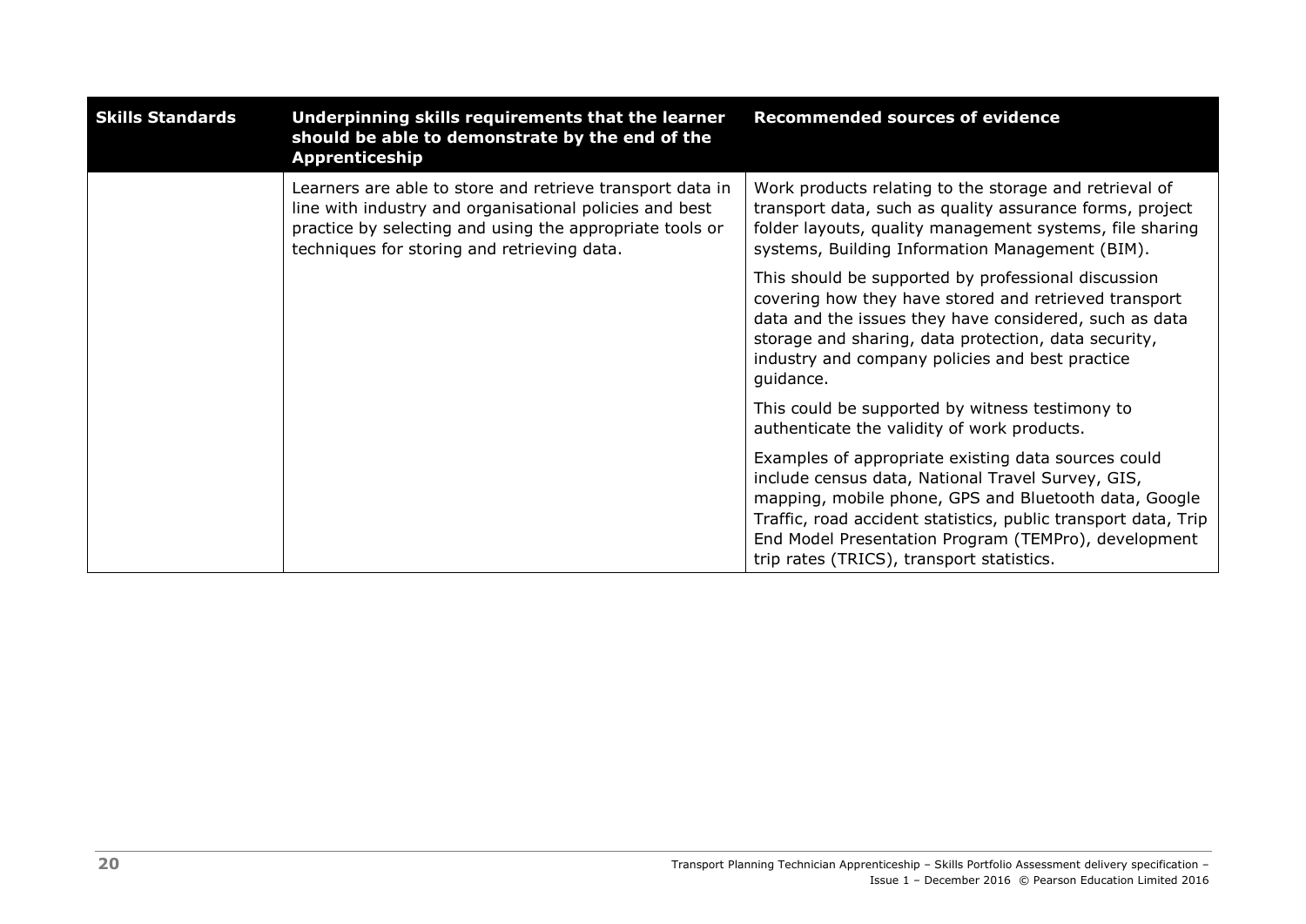| Skills Standards | Underpinning skills requirements that the learner should be able to demonstrate by the end of the Apprenticeship | Recommended sources of evidence |
|---|---|---|
| | Learners are able to store and retrieve transport data in line with industry and organisational policies and best practice by selecting and using the appropriate tools or techniques for storing and retrieving data. | Work products relating to the storage and retrieval of transport data, such as quality assurance forms, project folder layouts, quality management systems, file sharing systems, Building Information Management (BIM).<br><br>This should be supported by professional discussion covering how they have stored and retrieved transport data and the issues they have considered, such as data storage and sharing, data protection, data security, industry and company policies and best practice guidance.<br><br>This could be supported by witness testimony to authenticate the validity of work products.<br><br>Examples of appropriate existing data sources could include census data, National Travel Survey, GIS, mapping, mobile phone, GPS and Bluetooth data, Google Traffic, road accident statistics, public transport data, Trip End Model Presentation Program (TEMPro), development trip rates (TRICS), transport statistics. |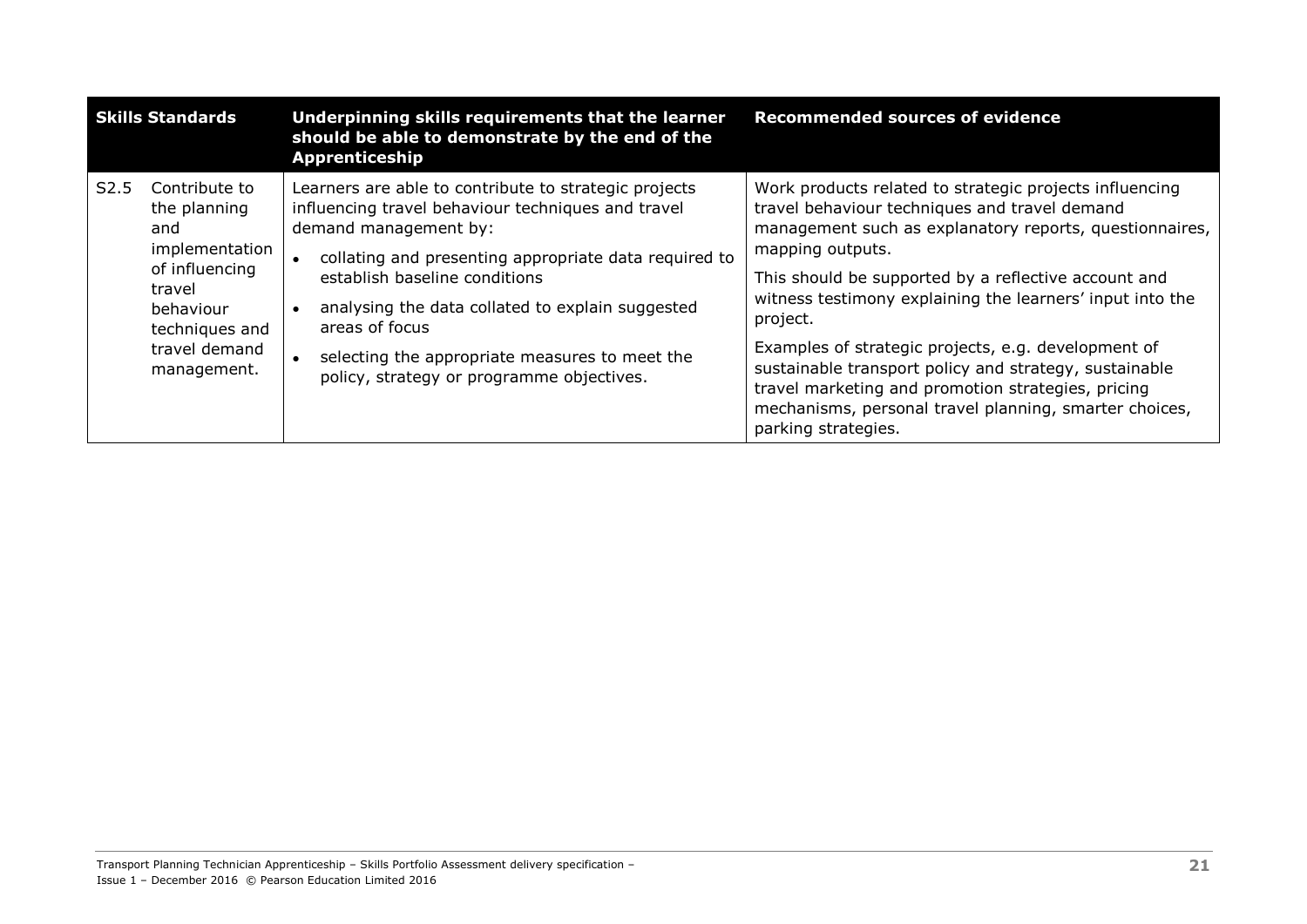| Skills Standards | | Underpinning skills requirements that the learner should be able to demonstrate by the end of the Apprenticeship | Recommended sources of evidence |
|---|---|---|---|
| S2.5 | Contribute to the planning and implementation of influencing travel behaviour techniques and travel demand management. | Learners are able to contribute to strategic projects influencing travel behaviour techniques and travel demand management by:<br>• collating and presenting appropriate data required to establish baseline conditions<br>• analysing the data collated to explain suggested areas of focus<br>• selecting the appropriate measures to meet the policy, strategy or programme objectives. | Work products related to strategic projects influencing travel behaviour techniques and travel demand management such as explanatory reports, questionnaires, mapping outputs.<br>This should be supported by a reflective account and witness testimony explaining the learners' input into the project.<br>Examples of strategic projects, e.g. development of sustainable transport policy and strategy, sustainable travel marketing and promotion strategies, pricing mechanisms, personal travel planning, smarter choices, parking strategies. |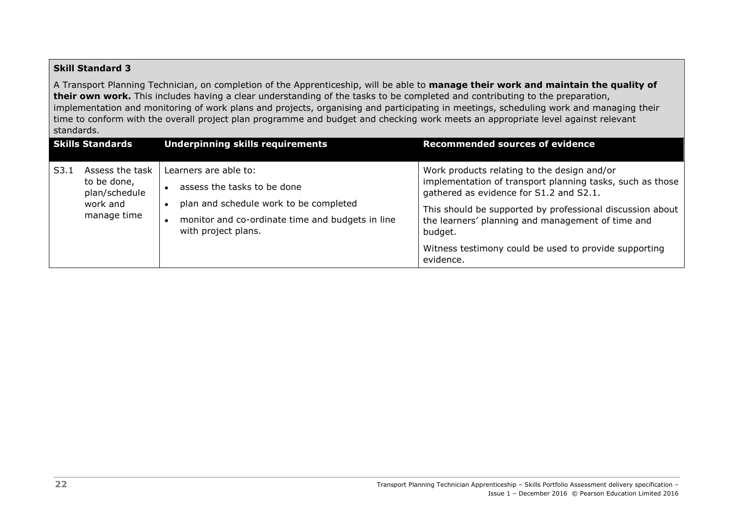**Skill Standard 3**

A Transport Planning Technician, on completion of the Apprenticeship, will be able to **manage their work and maintain the quality of their own work.** This includes having a clear understanding of the tasks to be completed and contributing to the preparation, implementation and monitoring of work plans and projects, organising and participating in meetings, scheduling work and managing their time to conform with the overall project plan programme and budget and checking work meets an appropriate level against relevant standards.

| Skills Standards | | Underpinning skills requirements | Recommended sources of evidence |
|---|---|---|---|
| S3.1 | Assess the task to be done, plan/schedule work and manage time | Learners are able to:<br>• assess the tasks to be done<br>• plan and schedule work to be completed<br>• monitor and co-ordinate time and budgets in line with project plans. | Work products relating to the design and/or implementation of transport planning tasks, such as those gathered as evidence for S1.2 and S2.1.<br><br>This should be supported by professional discussion about the learners' planning and management of time and budget.<br><br>Witness testimony could be used to provide supporting evidence. |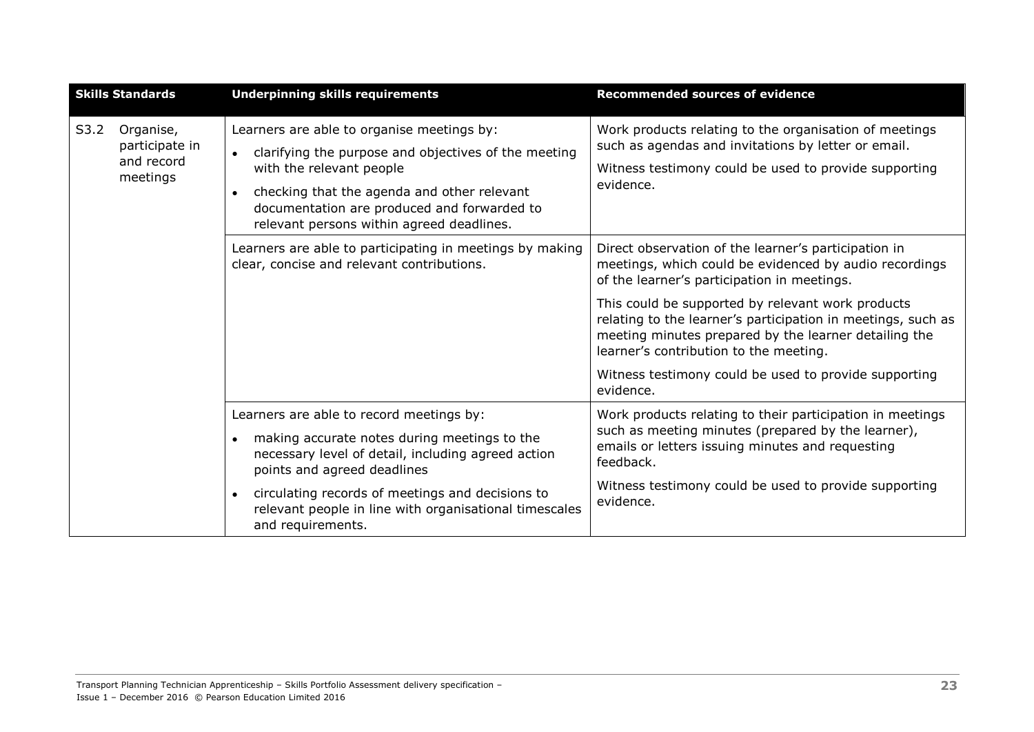| Skills Standards | Underpinning skills requirements | Recommended sources of evidence |
|---|---|---|
| S3.2 Organise, participate in and record meetings | Learners are able to organise meetings by:<br>• clarifying the purpose and objectives of the meeting with the relevant people<br>• checking that the agenda and other relevant documentation are produced and forwarded to relevant persons within agreed deadlines. | Work products relating to the organisation of meetings such as agendas and invitations by letter or email.<br>Witness testimony could be used to provide supporting evidence. |
| | Learners are able to participating in meetings by making clear, concise and relevant contributions. | Direct observation of the learner's participation in meetings, which could be evidenced by audio recordings of the learner's participation in meetings.<br>This could be supported by relevant work products relating to the learner's participation in meetings, such as meeting minutes prepared by the learner detailing the learner's contribution to the meeting.<br>Witness testimony could be used to provide supporting evidence. |
| | Learners are able to record meetings by:<br>• making accurate notes during meetings to the necessary level of detail, including agreed action points and agreed deadlines<br>• circulating records of meetings and decisions to relevant people in line with organisational timescales and requirements. | Work products relating to their participation in meetings such as meeting minutes (prepared by the learner), emails or letters issuing minutes and requesting feedback.<br>Witness testimony could be used to provide supporting evidence. |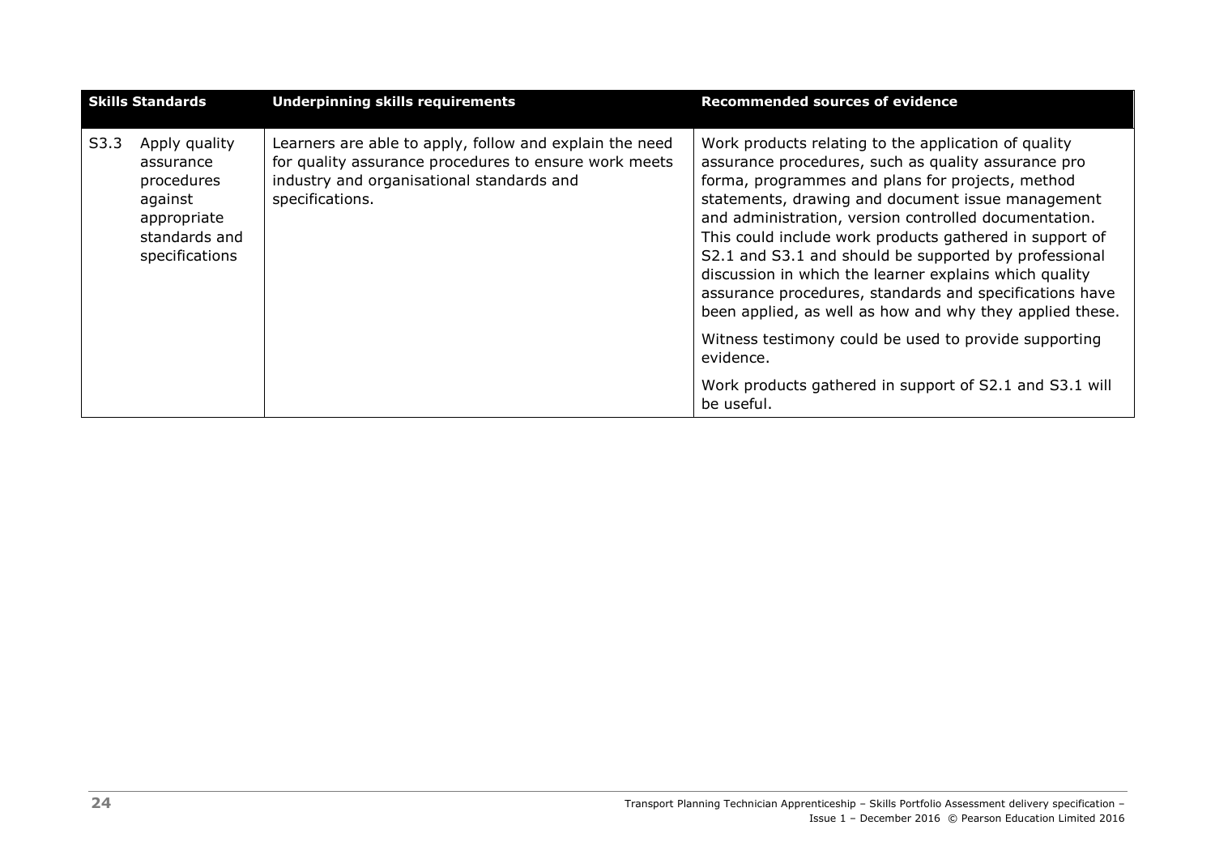| Skills Standards | Underpinning skills requirements | Recommended sources of evidence |
|---|---|---|
| S3.3 Apply quality assurance procedures against appropriate standards and specifications | Learners are able to apply, follow and explain the need for quality assurance procedures to ensure work meets industry and organisational standards and specifications. | Work products relating to the application of quality assurance procedures, such as quality assurance pro forma, programmes and plans for projects, method statements, drawing and document issue management and administration, version controlled documentation. This could include work products gathered in support of S2.1 and S3.1 and should be supported by professional discussion in which the learner explains which quality assurance procedures, standards and specifications have been applied, as well as how and why they applied these.<br><br>Witness testimony could be used to provide supporting evidence.<br><br>Work products gathered in support of S2.1 and S3.1 will be useful. |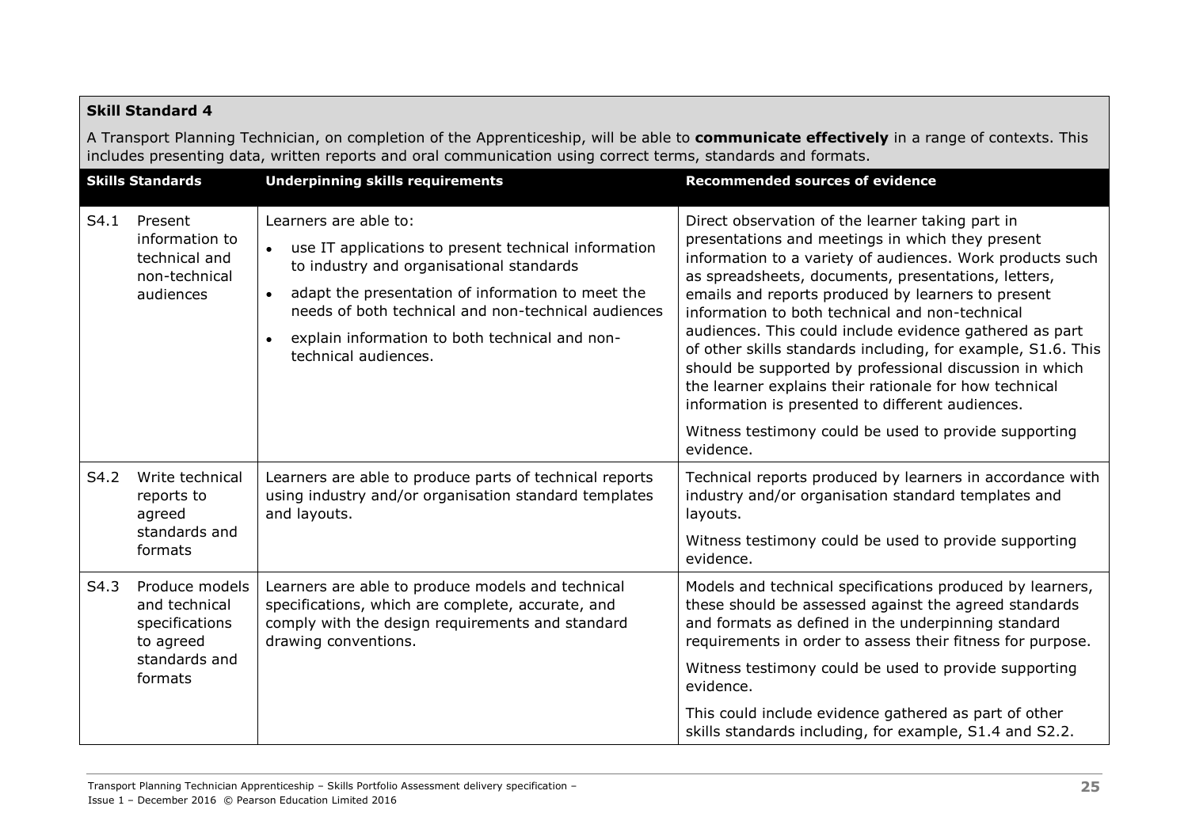**Skill Standard 4**

A Transport Planning Technician, on completion of the Apprenticeship, will be able to **communicate effectively** in a range of contexts. This includes presenting data, written reports and oral communication using correct terms, standards and formats.

| Skills Standards | | Underpinning skills requirements | Recommended sources of evidence |
|---|---|---|---|
| S4.1 | Present information to technical and non-technical audiences | Learners are able to:<br>• use IT applications to present technical information to industry and organisational standards<br>• adapt the presentation of information to meet the needs of both technical and non-technical audiences<br>• explain information to both technical and non-technical audiences. | Direct observation of the learner taking part in presentations and meetings in which they present information to a variety of audiences. Work products such as spreadsheets, documents, presentations, letters, emails and reports produced by learners to present information to both technical and non-technical audiences. This could include evidence gathered as part of other skills standards including, for example, S1.6. This should be supported by professional discussion in which the learner explains their rationale for how technical information is presented to different audiences.<br><br>Witness testimony could be used to provide supporting evidence. |
| S4.2 | Write technical reports to agreed standards and formats | Learners are able to produce parts of technical reports using industry and/or organisation standard templates and layouts. | Technical reports produced by learners in accordance with industry and/or organisation standard templates and layouts.<br><br>Witness testimony could be used to provide supporting evidence. |
| S4.3 | Produce models and technical specifications to agreed standards and formats | Learners are able to produce models and technical specifications, which are complete, accurate, and comply with the design requirements and standard drawing conventions. | Models and technical specifications produced by learners, these should be assessed against the agreed standards and formats as defined in the underpinning standard requirements in order to assess their fitness for purpose.<br><br>Witness testimony could be used to provide supporting evidence.<br><br>This could include evidence gathered as part of other skills standards including, for example, S1.4 and S2.2. |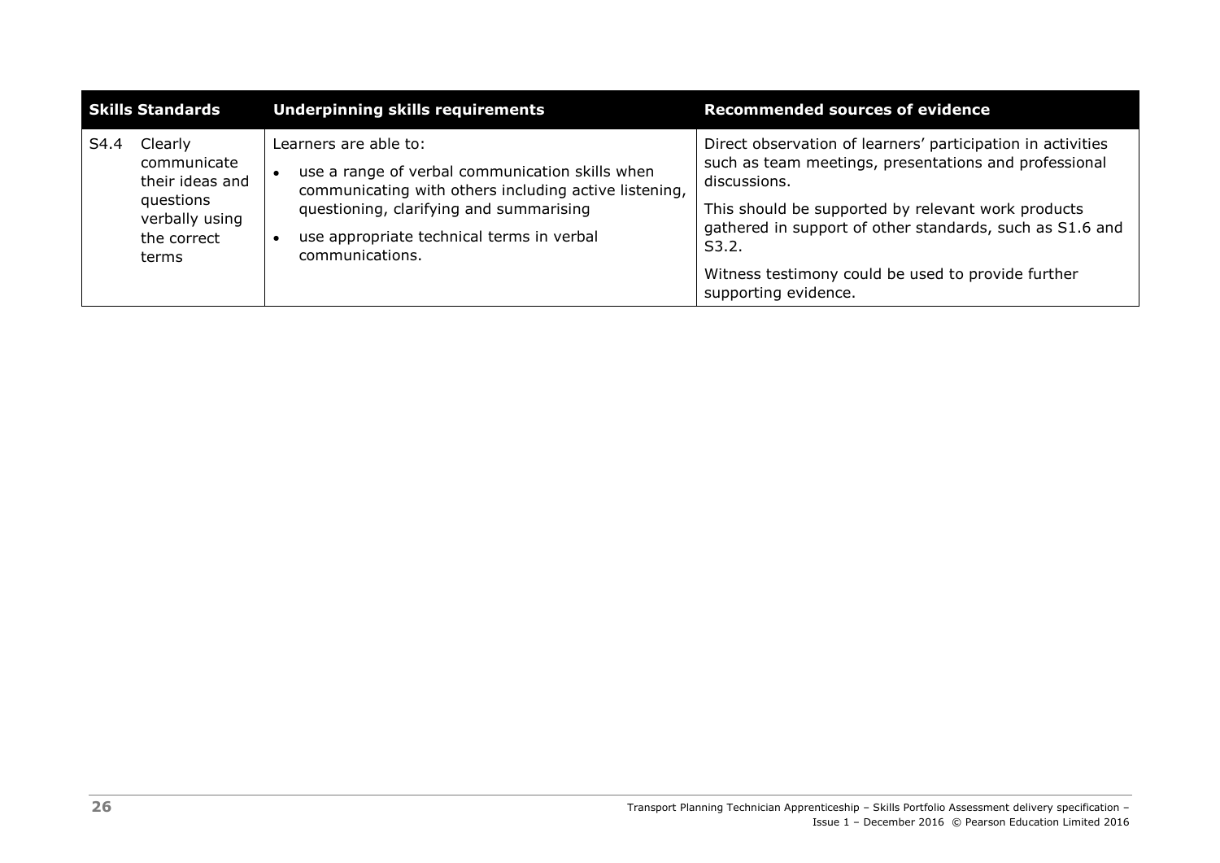| Skills Standards | Underpinning skills requirements | Recommended sources of evidence |
| --- | --- | --- |
| S4.4 Clearly communicate their ideas and questions verbally using the correct terms | Learners are able to:<br>• use a range of verbal communication skills when communicating with others including active listening, questioning, clarifying and summarising<br>• use appropriate technical terms in verbal communications. | Direct observation of learners' participation in activities such as team meetings, presentations and professional discussions.<br><br>This should be supported by relevant work products gathered in support of other standards, such as S1.6 and S3.2.<br><br>Witness testimony could be used to provide further supporting evidence. |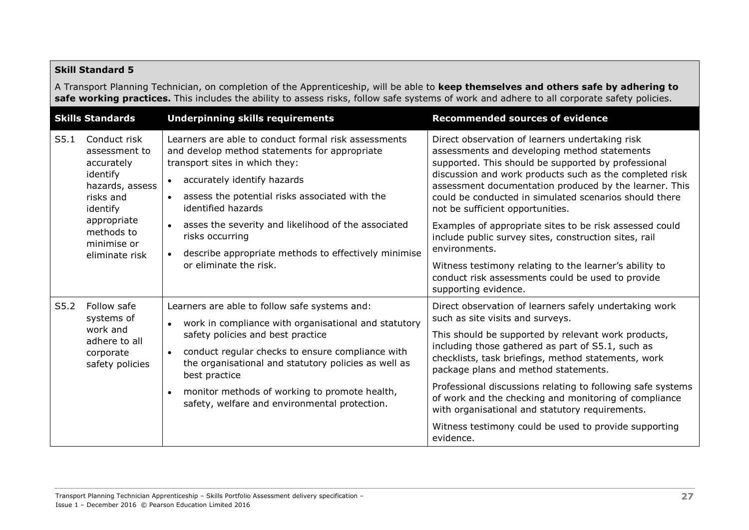**Skill Standard 5**

A Transport Planning Technician, on completion of the Apprenticeship, will be able to **keep themselves and others safe by adhering to safe working practices.** This includes the ability to assess risks, follow safe systems of work and adhere to all corporate safety policies.

| Skills Standards | | Underpinning skills requirements | Recommended sources of evidence |
|---|---|---|---|
| S5.1 | Conduct risk assessment to accurately identify hazards, assess risks and identify appropriate methods to minimise or eliminate risk | Learners are able to conduct formal risk assessments and develop method statements for appropriate transport sites in which they:<br>• accurately identify hazards<br>• assess the potential risks associated with the identified hazards<br>• asses the severity and likelihood of the associated risks occurring<br>• describe appropriate methods to effectively minimise or eliminate the risk. | Direct observation of learners undertaking risk assessments and developing method statements supported. This should be supported by professional discussion and work products such as the completed risk assessment documentation produced by the learner. This could be conducted in simulated scenarios should there not be sufficient opportunities.<br>Examples of appropriate sites to be risk assessed could include public survey sites, construction sites, rail environments.<br>Witness testimony relating to the learner's ability to conduct risk assessments could be used to provide supporting evidence. |
| S5.2 | Follow safe systems of work and adhere to all corporate safety policies | Learners are able to follow safe systems and:<br>• work in compliance with organisational and statutory safety policies and best practice<br>• conduct regular checks to ensure compliance with the organisational and statutory policies as well as best practice<br>• monitor methods of working to promote health, safety, welfare and environmental protection. | Direct observation of learners safely undertaking work such as site visits and surveys.<br>This should be supported by relevant work products, including those gathered as part of S5.1, such as checklists, task briefings, method statements, work package plans and method statements.<br>Professional discussions relating to following safe systems of work and the checking and monitoring of compliance with organisational and statutory requirements.<br>Witness testimony could be used to provide supporting evidence. |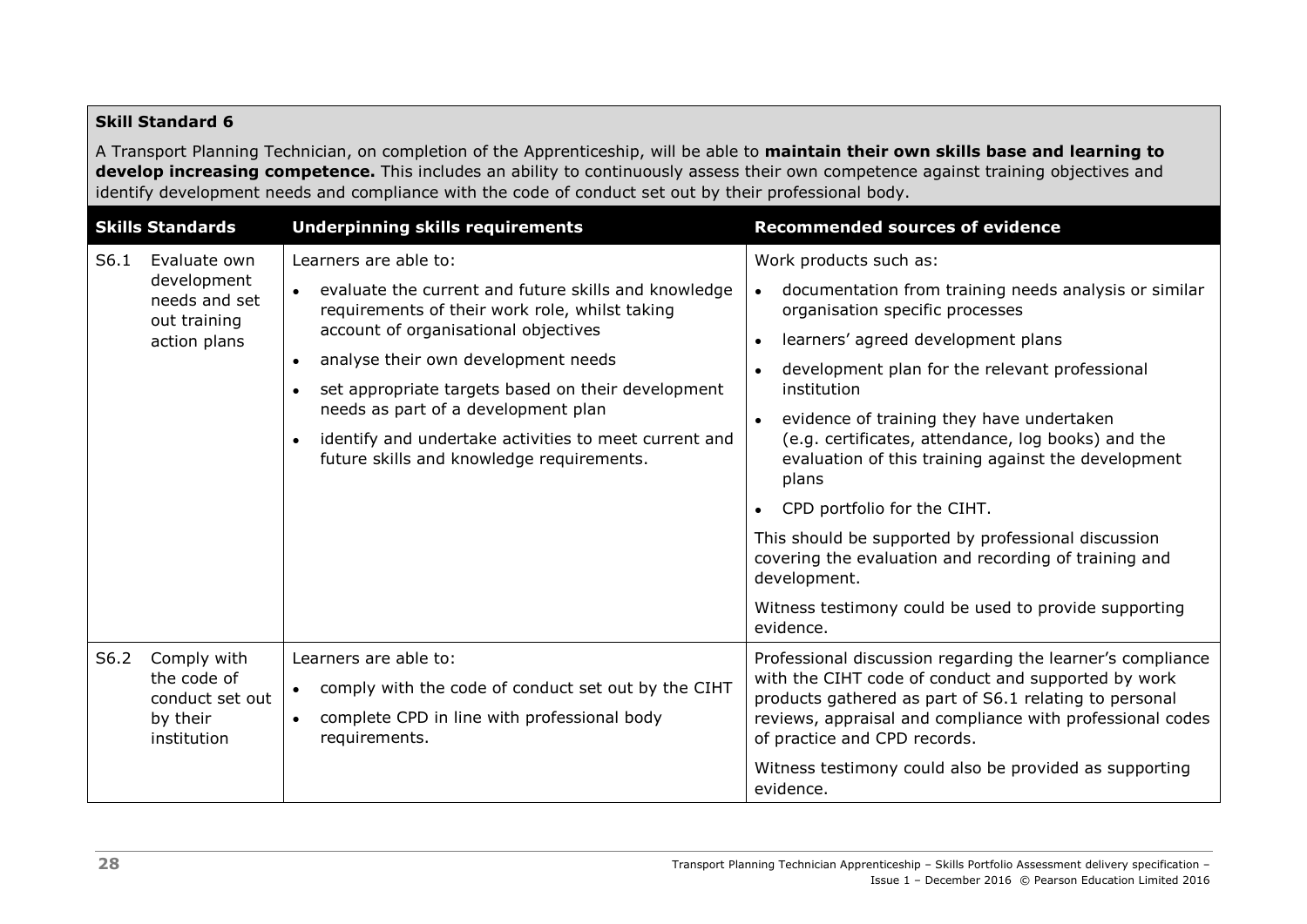**Skill Standard 6**

A Transport Planning Technician, on completion of the Apprenticeship, will be able to **maintain their own skills base and learning to develop increasing competence.** This includes an ability to continuously assess their own competence against training objectives and identify development needs and compliance with the code of conduct set out by their professional body.

| Skills Standards | Underpinning skills requirements | Recommended sources of evidence |
|---|---|---|
| S6.1 Evaluate own development needs and set out training action plans | Learners are able to:<br>• evaluate the current and future skills and knowledge requirements of their work role, whilst taking account of organisational objectives<br>• analyse their own development needs<br>• set appropriate targets based on their development needs as part of a development plan<br>• identify and undertake activities to meet current and future skills and knowledge requirements. | Work products such as:<br>• documentation from training needs analysis or similar organisation specific processes<br>• learners' agreed development plans<br>• development plan for the relevant professional institution<br>• evidence of training they have undertaken (e.g. certificates, attendance, log books) and the evaluation of this training against the development plans<br>• CPD portfolio for the CIHT.<br>This should be supported by professional discussion covering the evaluation and recording of training and development.<br>Witness testimony could be used to provide supporting evidence. |
| S6.2 Comply with the code of conduct set out by their institution | Learners are able to:<br>• comply with the code of conduct set out by the CIHT<br>• complete CPD in line with professional body requirements. | Professional discussion regarding the learner's compliance with the CIHT code of conduct and supported by work products gathered as part of S6.1 relating to personal reviews, appraisal and compliance with professional codes of practice and CPD records.<br>Witness testimony could also be provided as supporting evidence. |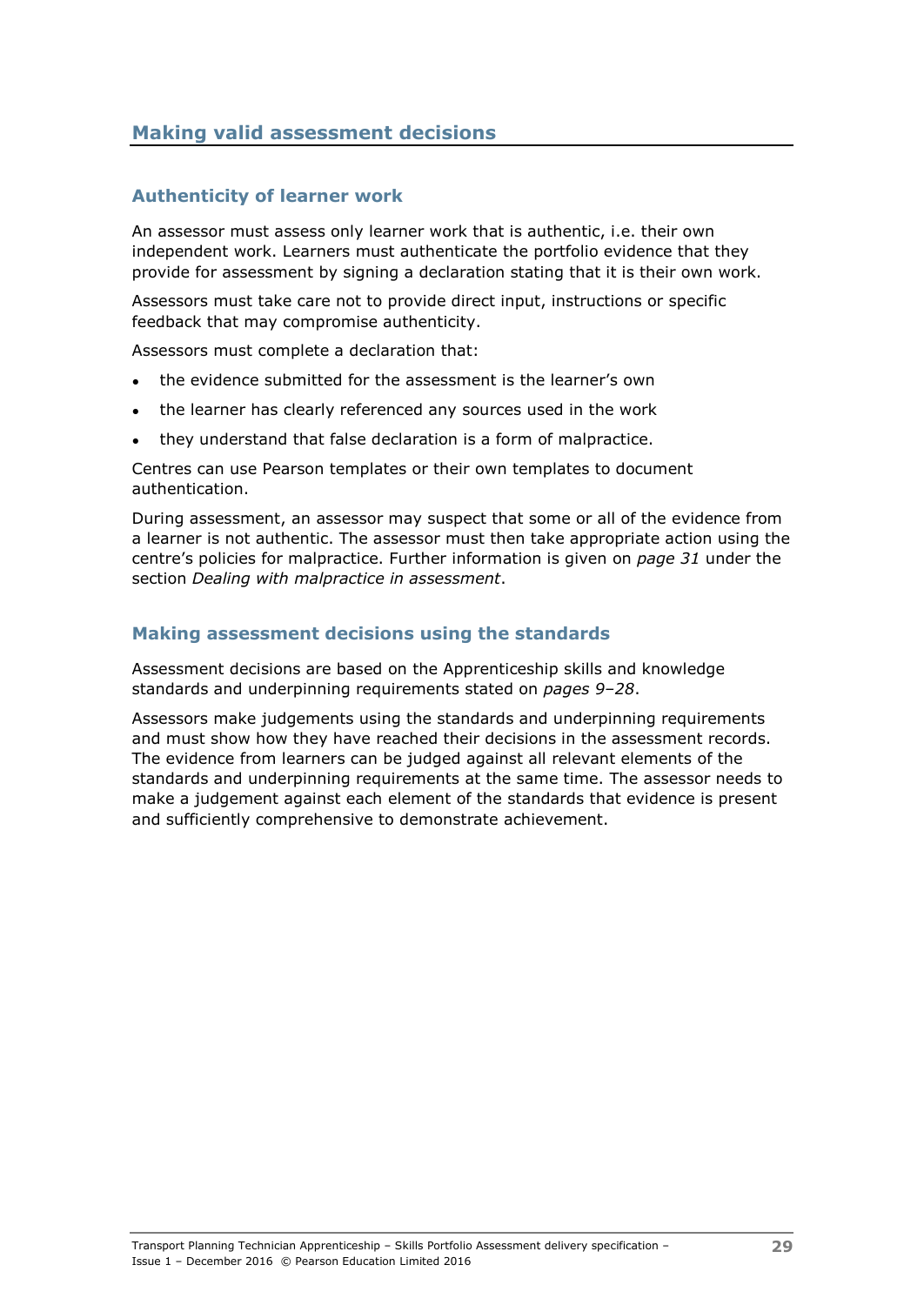## Making valid assessment decisions

### Authenticity of learner work

An assessor must assess only learner work that is authentic, i.e. their own independent work. Learners must authenticate the portfolio evidence that they provide for assessment by signing a declaration stating that it is their own work.

Assessors must take care not to provide direct input, instructions or specific feedback that may compromise authenticity.

Assessors must complete a declaration that:

- the evidence submitted for the assessment is the learner's own
- the learner has clearly referenced any sources used in the work
- they understand that false declaration is a form of malpractice.

Centres can use Pearson templates or their own templates to document authentication.

During assessment, an assessor may suspect that some or all of the evidence from a learner is not authentic. The assessor must then take appropriate action using the centre's policies for malpractice. Further information is given on *page 31* under the section *Dealing with malpractice in assessment*.

### Making assessment decisions using the standards

Assessment decisions are based on the Apprenticeship skills and knowledge standards and underpinning requirements stated on *pages 9–28*.

Assessors make judgements using the standards and underpinning requirements and must show how they have reached their decisions in the assessment records. The evidence from learners can be judged against all relevant elements of the standards and underpinning requirements at the same time. The assessor needs to make a judgement against each element of the standards that evidence is present and sufficiently comprehensive to demonstrate achievement.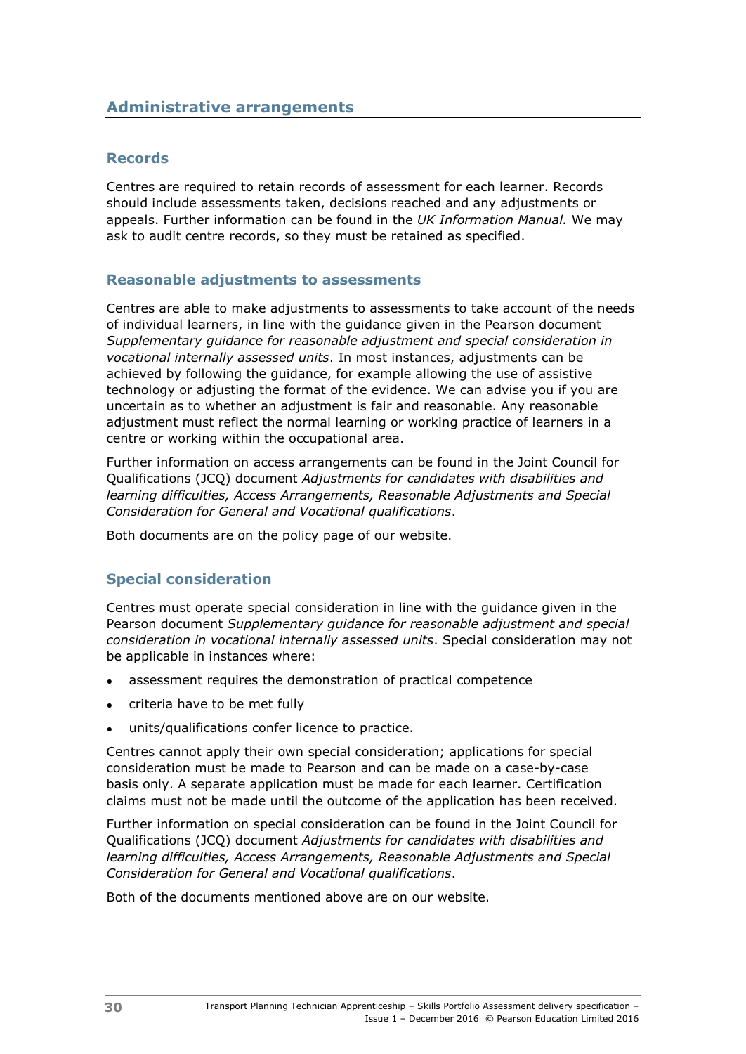## Administrative arrangements

### Records

Centres are required to retain records of assessment for each learner. Records should include assessments taken, decisions reached and any adjustments or appeals. Further information can be found in the *UK Information Manual.* We may ask to audit centre records, so they must be retained as specified.

### Reasonable adjustments to assessments

Centres are able to make adjustments to assessments to take account of the needs of individual learners, in line with the guidance given in the Pearson document *Supplementary guidance for reasonable adjustment and special consideration in vocational internally assessed units*. In most instances, adjustments can be achieved by following the guidance, for example allowing the use of assistive technology or adjusting the format of the evidence. We can advise you if you are uncertain as to whether an adjustment is fair and reasonable. Any reasonable adjustment must reflect the normal learning or working practice of learners in a centre or working within the occupational area.

Further information on access arrangements can be found in the Joint Council for Qualifications (JCQ) document *Adjustments for candidates with disabilities and learning difficulties, Access Arrangements, Reasonable Adjustments and Special Consideration for General and Vocational qualifications*.

Both documents are on the policy page of our website.

### Special consideration

Centres must operate special consideration in line with the guidance given in the Pearson document *Supplementary guidance for reasonable adjustment and special consideration in vocational internally assessed units*. Special consideration may not be applicable in instances where:

- assessment requires the demonstration of practical competence
- criteria have to be met fully
- units/qualifications confer licence to practice.

Centres cannot apply their own special consideration; applications for special consideration must be made to Pearson and can be made on a case-by-case basis only. A separate application must be made for each learner. Certification claims must not be made until the outcome of the application has been received.

Further information on special consideration can be found in the Joint Council for Qualifications (JCQ) document *Adjustments for candidates with disabilities and learning difficulties, Access Arrangements, Reasonable Adjustments and Special Consideration for General and Vocational qualifications*.

Both of the documents mentioned above are on our website.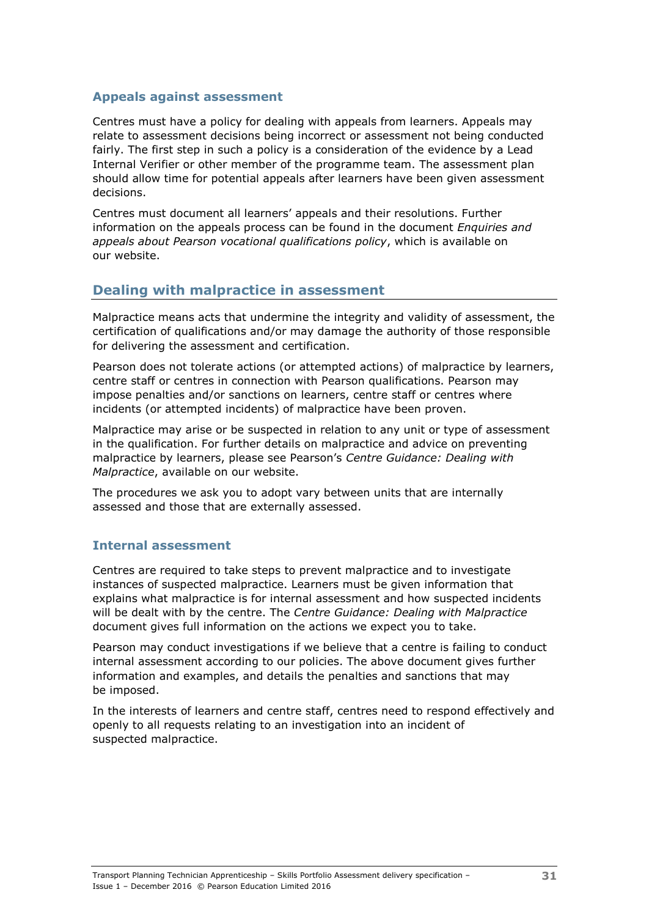### Appeals against assessment

Centres must have a policy for dealing with appeals from learners. Appeals may relate to assessment decisions being incorrect or assessment not being conducted fairly. The first step in such a policy is a consideration of the evidence by a Lead Internal Verifier or other member of the programme team. The assessment plan should allow time for potential appeals after learners have been given assessment decisions.

Centres must document all learners' appeals and their resolutions. Further information on the appeals process can be found in the document *Enquiries and appeals about Pearson vocational qualifications policy*, which is available on our website.

## Dealing with malpractice in assessment

Malpractice means acts that undermine the integrity and validity of assessment, the certification of qualifications and/or may damage the authority of those responsible for delivering the assessment and certification.

Pearson does not tolerate actions (or attempted actions) of malpractice by learners, centre staff or centres in connection with Pearson qualifications. Pearson may impose penalties and/or sanctions on learners, centre staff or centres where incidents (or attempted incidents) of malpractice have been proven.

Malpractice may arise or be suspected in relation to any unit or type of assessment in the qualification. For further details on malpractice and advice on preventing malpractice by learners, please see Pearson's *Centre Guidance: Dealing with Malpractice*, available on our website.

The procedures we ask you to adopt vary between units that are internally assessed and those that are externally assessed.

### Internal assessment

Centres are required to take steps to prevent malpractice and to investigate instances of suspected malpractice. Learners must be given information that explains what malpractice is for internal assessment and how suspected incidents will be dealt with by the centre. The *Centre Guidance: Dealing with Malpractice* document gives full information on the actions we expect you to take.

Pearson may conduct investigations if we believe that a centre is failing to conduct internal assessment according to our policies. The above document gives further information and examples, and details the penalties and sanctions that may be imposed.

In the interests of learners and centre staff, centres need to respond effectively and openly to all requests relating to an investigation into an incident of suspected malpractice.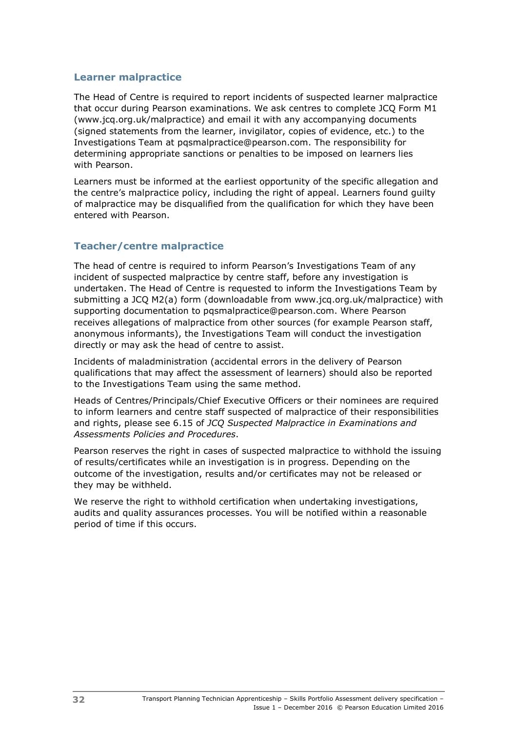## Learner malpractice

The Head of Centre is required to report incidents of suspected learner malpractice that occur during Pearson examinations. We ask centres to complete JCQ Form M1 (www.jcq.org.uk/malpractice) and email it with any accompanying documents (signed statements from the learner, invigilator, copies of evidence, etc.) to the Investigations Team at pqsmalpractice@pearson.com. The responsibility for determining appropriate sanctions or penalties to be imposed on learners lies with Pearson.

Learners must be informed at the earliest opportunity of the specific allegation and the centre's malpractice policy, including the right of appeal. Learners found guilty of malpractice may be disqualified from the qualification for which they have been entered with Pearson.

## Teacher/centre malpractice

The head of centre is required to inform Pearson's Investigations Team of any incident of suspected malpractice by centre staff, before any investigation is undertaken. The Head of Centre is requested to inform the Investigations Team by submitting a JCQ M2(a) form (downloadable from www.jcq.org.uk/malpractice) with supporting documentation to pqsmalpractice@pearson.com. Where Pearson receives allegations of malpractice from other sources (for example Pearson staff, anonymous informants), the Investigations Team will conduct the investigation directly or may ask the head of centre to assist.

Incidents of maladministration (accidental errors in the delivery of Pearson qualifications that may affect the assessment of learners) should also be reported to the Investigations Team using the same method.

Heads of Centres/Principals/Chief Executive Officers or their nominees are required to inform learners and centre staff suspected of malpractice of their responsibilities and rights, please see 6.15 of *JCQ Suspected Malpractice in Examinations and Assessments Policies and Procedures*.

Pearson reserves the right in cases of suspected malpractice to withhold the issuing of results/certificates while an investigation is in progress. Depending on the outcome of the investigation, results and/or certificates may not be released or they may be withheld.

We reserve the right to withhold certification when undertaking investigations, audits and quality assurances processes. You will be notified within a reasonable period of time if this occurs.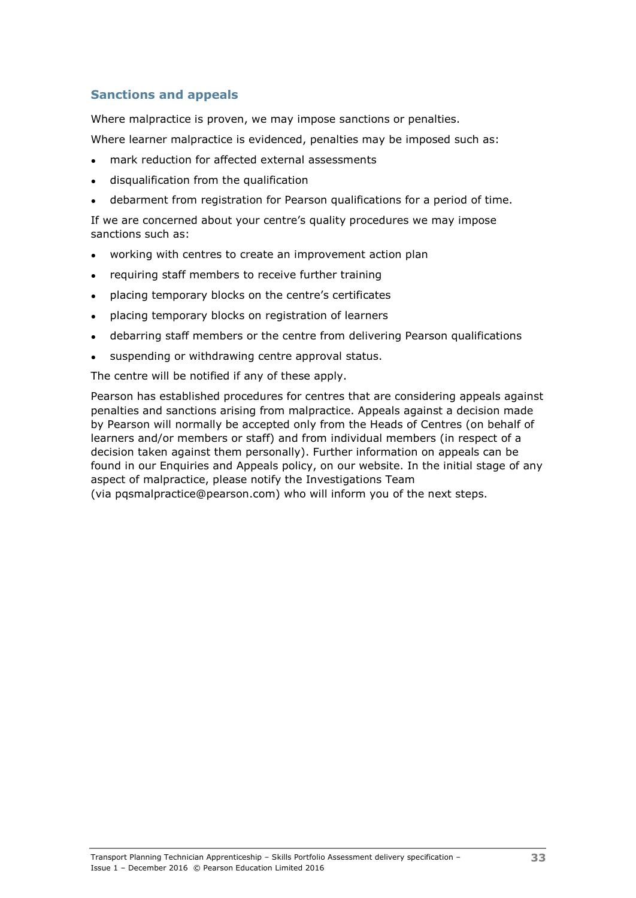### Sanctions and appeals

Where malpractice is proven, we may impose sanctions or penalties.

Where learner malpractice is evidenced, penalties may be imposed such as:

- mark reduction for affected external assessments
- disqualification from the qualification
- debarment from registration for Pearson qualifications for a period of time.

If we are concerned about your centre's quality procedures we may impose sanctions such as:

- working with centres to create an improvement action plan
- requiring staff members to receive further training
- placing temporary blocks on the centre's certificates
- placing temporary blocks on registration of learners
- debarring staff members or the centre from delivering Pearson qualifications
- suspending or withdrawing centre approval status.

The centre will be notified if any of these apply.

Pearson has established procedures for centres that are considering appeals against penalties and sanctions arising from malpractice. Appeals against a decision made by Pearson will normally be accepted only from the Heads of Centres (on behalf of learners and/or members or staff) and from individual members (in respect of a decision taken against them personally). Further information on appeals can be found in our Enquiries and Appeals policy, on our website. In the initial stage of any aspect of malpractice, please notify the Investigations Team (via pqsmalpractice@pearson.com) who will inform you of the next steps.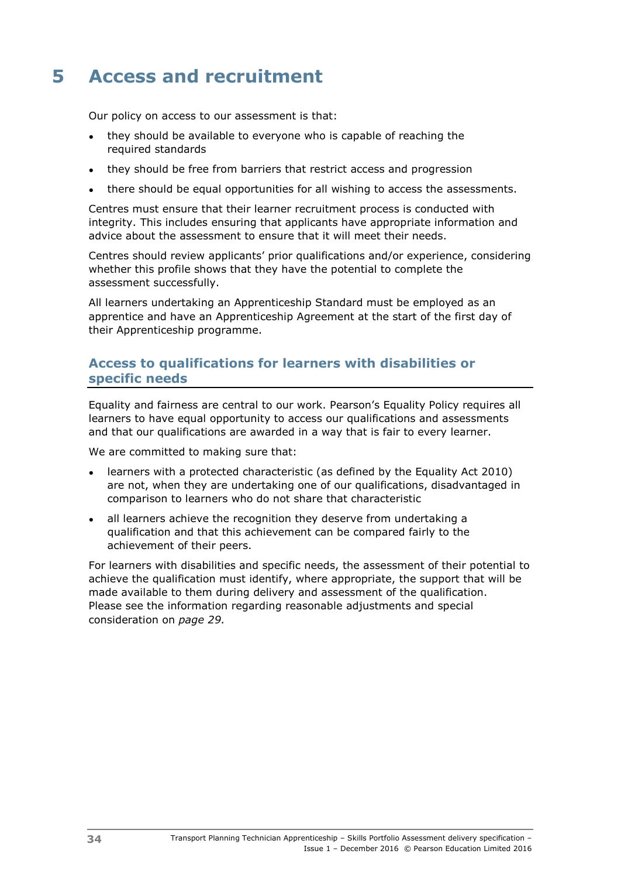# 5 Access and recruitment

Our policy on access to our assessment is that:

- they should be available to everyone who is capable of reaching the required standards
- they should be free from barriers that restrict access and progression
- there should be equal opportunities for all wishing to access the assessments.

Centres must ensure that their learner recruitment process is conducted with integrity. This includes ensuring that applicants have appropriate information and advice about the assessment to ensure that it will meet their needs.

Centres should review applicants' prior qualifications and/or experience, considering whether this profile shows that they have the potential to complete the assessment successfully.

All learners undertaking an Apprenticeship Standard must be employed as an apprentice and have an Apprenticeship Agreement at the start of the first day of their Apprenticeship programme.

## Access to qualifications for learners with disabilities or specific needs

Equality and fairness are central to our work. Pearson's Equality Policy requires all learners to have equal opportunity to access our qualifications and assessments and that our qualifications are awarded in a way that is fair to every learner.

We are committed to making sure that:

- learners with a protected characteristic (as defined by the Equality Act 2010) are not, when they are undertaking one of our qualifications, disadvantaged in comparison to learners who do not share that characteristic
- all learners achieve the recognition they deserve from undertaking a qualification and that this achievement can be compared fairly to the achievement of their peers.

For learners with disabilities and specific needs, the assessment of their potential to achieve the qualification must identify, where appropriate, the support that will be made available to them during delivery and assessment of the qualification. Please see the information regarding reasonable adjustments and special consideration on *page 29.*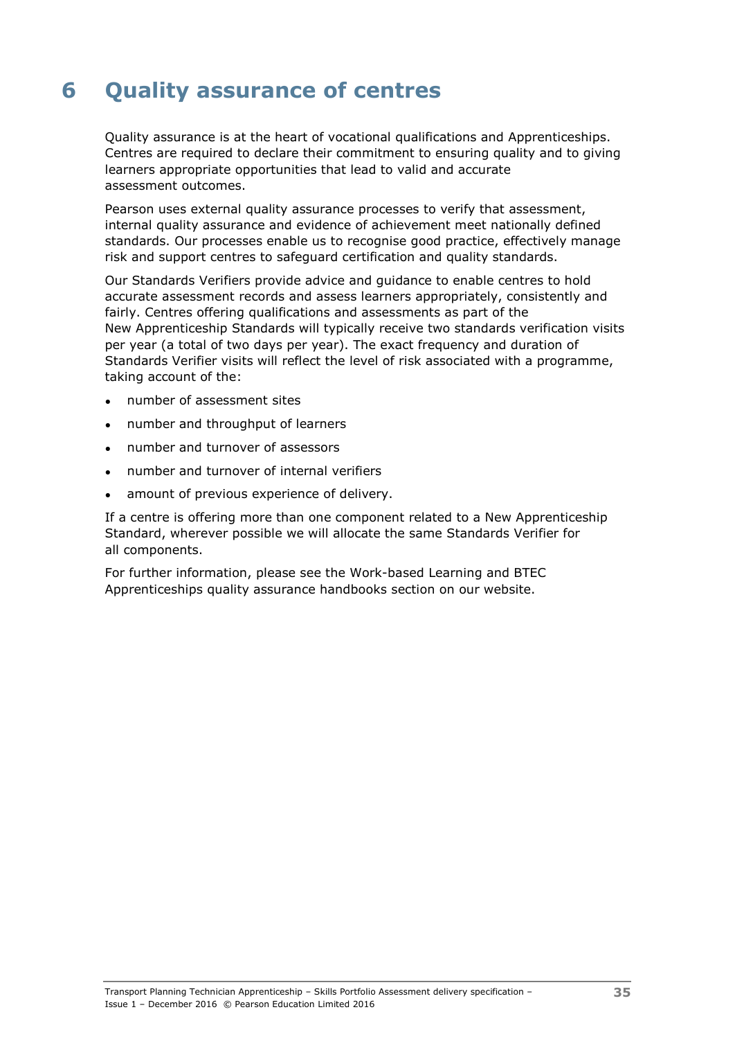# 6 Quality assurance of centres

Quality assurance is at the heart of vocational qualifications and Apprenticeships. Centres are required to declare their commitment to ensuring quality and to giving learners appropriate opportunities that lead to valid and accurate assessment outcomes.

Pearson uses external quality assurance processes to verify that assessment, internal quality assurance and evidence of achievement meet nationally defined standards. Our processes enable us to recognise good practice, effectively manage risk and support centres to safeguard certification and quality standards.

Our Standards Verifiers provide advice and guidance to enable centres to hold accurate assessment records and assess learners appropriately, consistently and fairly. Centres offering qualifications and assessments as part of the New Apprenticeship Standards will typically receive two standards verification visits per year (a total of two days per year). The exact frequency and duration of Standards Verifier visits will reflect the level of risk associated with a programme, taking account of the:

- number of assessment sites
- number and throughput of learners
- number and turnover of assessors
- number and turnover of internal verifiers
- amount of previous experience of delivery.

If a centre is offering more than one component related to a New Apprenticeship Standard, wherever possible we will allocate the same Standards Verifier for all components.

For further information, please see the Work-based Learning and BTEC Apprenticeships quality assurance handbooks section on our website.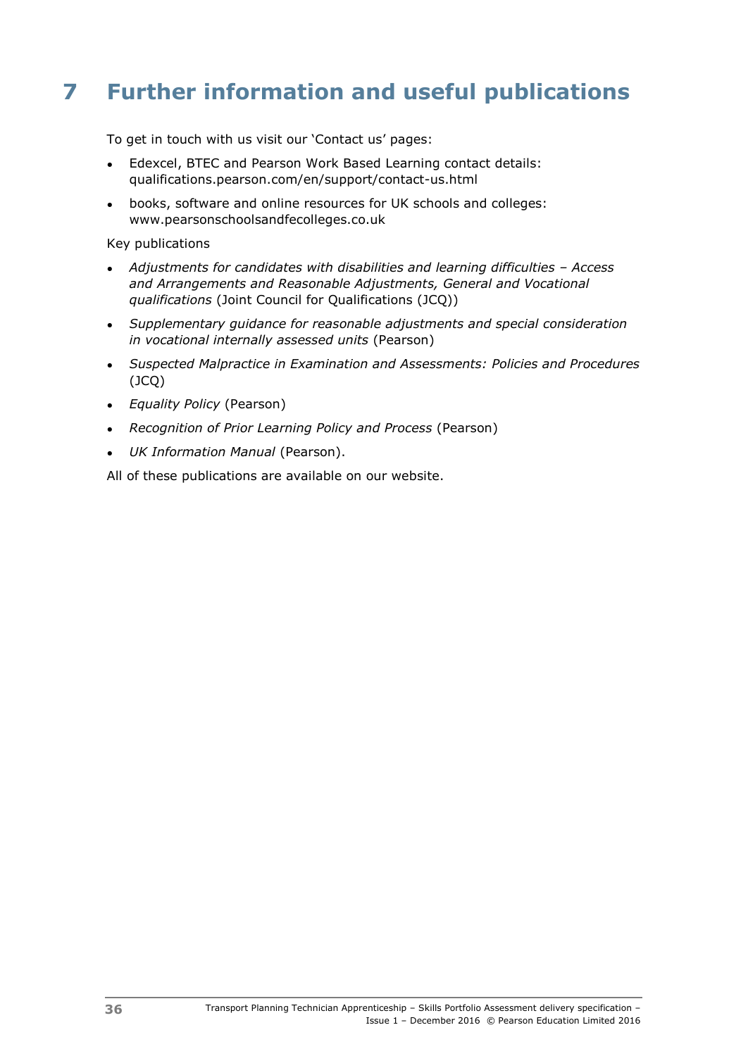# 7 Further information and useful publications

To get in touch with us visit our 'Contact us' pages:

- Edexcel, BTEC and Pearson Work Based Learning contact details: qualifications.pearson.com/en/support/contact-us.html
- books, software and online resources for UK schools and colleges: www.pearsonschoolsandfecolleges.co.uk

Key publications

- *Adjustments for candidates with disabilities and learning difficulties – Access and Arrangements and Reasonable Adjustments, General and Vocational qualifications* (Joint Council for Qualifications (JCQ))
- *Supplementary guidance for reasonable adjustments and special consideration in vocational internally assessed units* (Pearson)
- *Suspected Malpractice in Examination and Assessments: Policies and Procedures* (JCQ)
- *Equality Policy* (Pearson)
- *Recognition of Prior Learning Policy and Process* (Pearson)
- *UK Information Manual* (Pearson).

All of these publications are available on our website.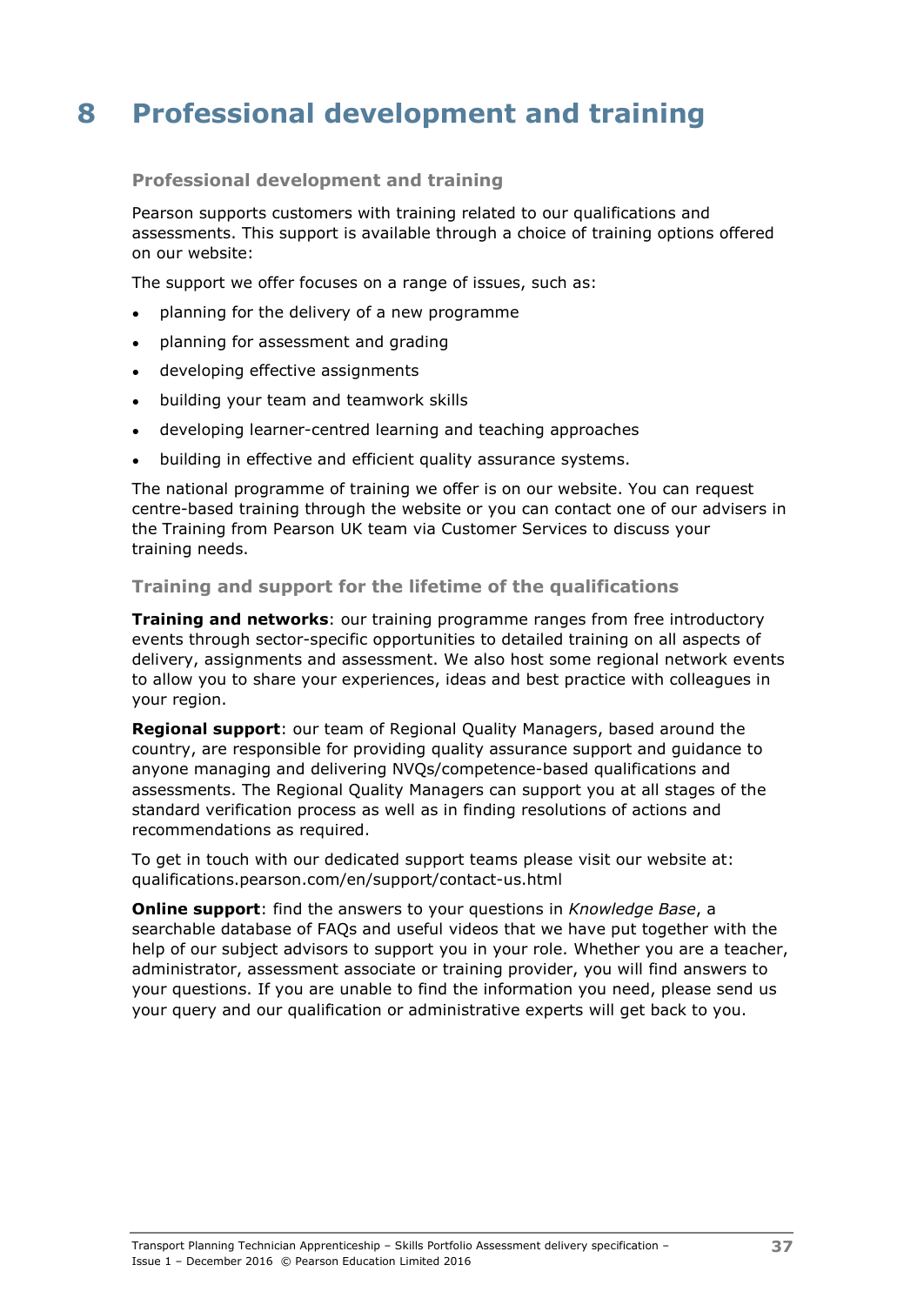# 8 Professional development and training

### Professional development and training

Pearson supports customers with training related to our qualifications and assessments. This support is available through a choice of training options offered on our website:

The support we offer focuses on a range of issues, such as:

- planning for the delivery of a new programme
- planning for assessment and grading
- developing effective assignments
- building your team and teamwork skills
- developing learner-centred learning and teaching approaches
- building in effective and efficient quality assurance systems.

The national programme of training we offer is on our website. You can request centre-based training through the website or you can contact one of our advisers in the Training from Pearson UK team via Customer Services to discuss your training needs.

### Training and support for the lifetime of the qualifications

**Training and networks**: our training programme ranges from free introductory events through sector-specific opportunities to detailed training on all aspects of delivery, assignments and assessment. We also host some regional network events to allow you to share your experiences, ideas and best practice with colleagues in your region.

**Regional support**: our team of Regional Quality Managers, based around the country, are responsible for providing quality assurance support and guidance to anyone managing and delivering NVQs/competence-based qualifications and assessments. The Regional Quality Managers can support you at all stages of the standard verification process as well as in finding resolutions of actions and recommendations as required.

To get in touch with our dedicated support teams please visit our website at: qualifications.pearson.com/en/support/contact-us.html

**Online support**: find the answers to your questions in *Knowledge Base*, a searchable database of FAQs and useful videos that we have put together with the help of our subject advisors to support you in your role. Whether you are a teacher, administrator, assessment associate or training provider, you will find answers to your questions. If you are unable to find the information you need, please send us your query and our qualification or administrative experts will get back to you.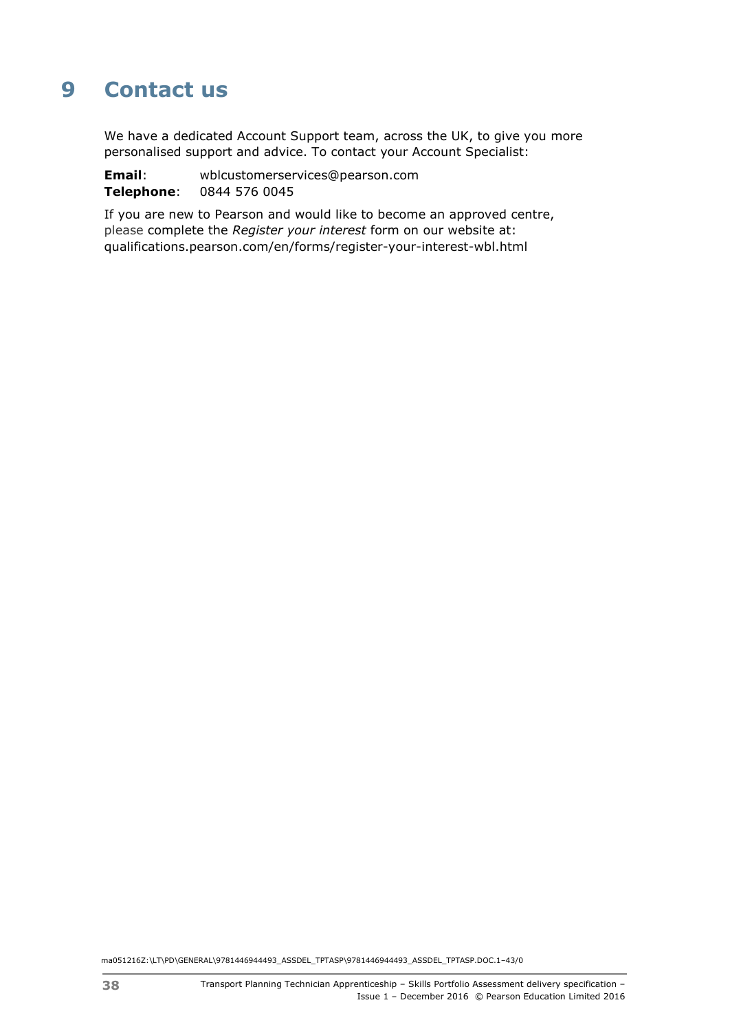# 9 Contact us

We have a dedicated Account Support team, across the UK, to give you more personalised support and advice. To contact your Account Specialist:

**Email**: wblcustomerservices@pearson.com
**Telephone**: 0844 576 0045

If you are new to Pearson and would like to become an approved centre, please complete the *Register your interest* form on our website at: qualifications.pearson.com/en/forms/register-your-interest-wbl.html

ma051216Z:\LT\PD\GENERAL\9781446944493_ASSDEL_TPTASP\9781446944493_ASSDEL_TPTASP.DOC.1–43/0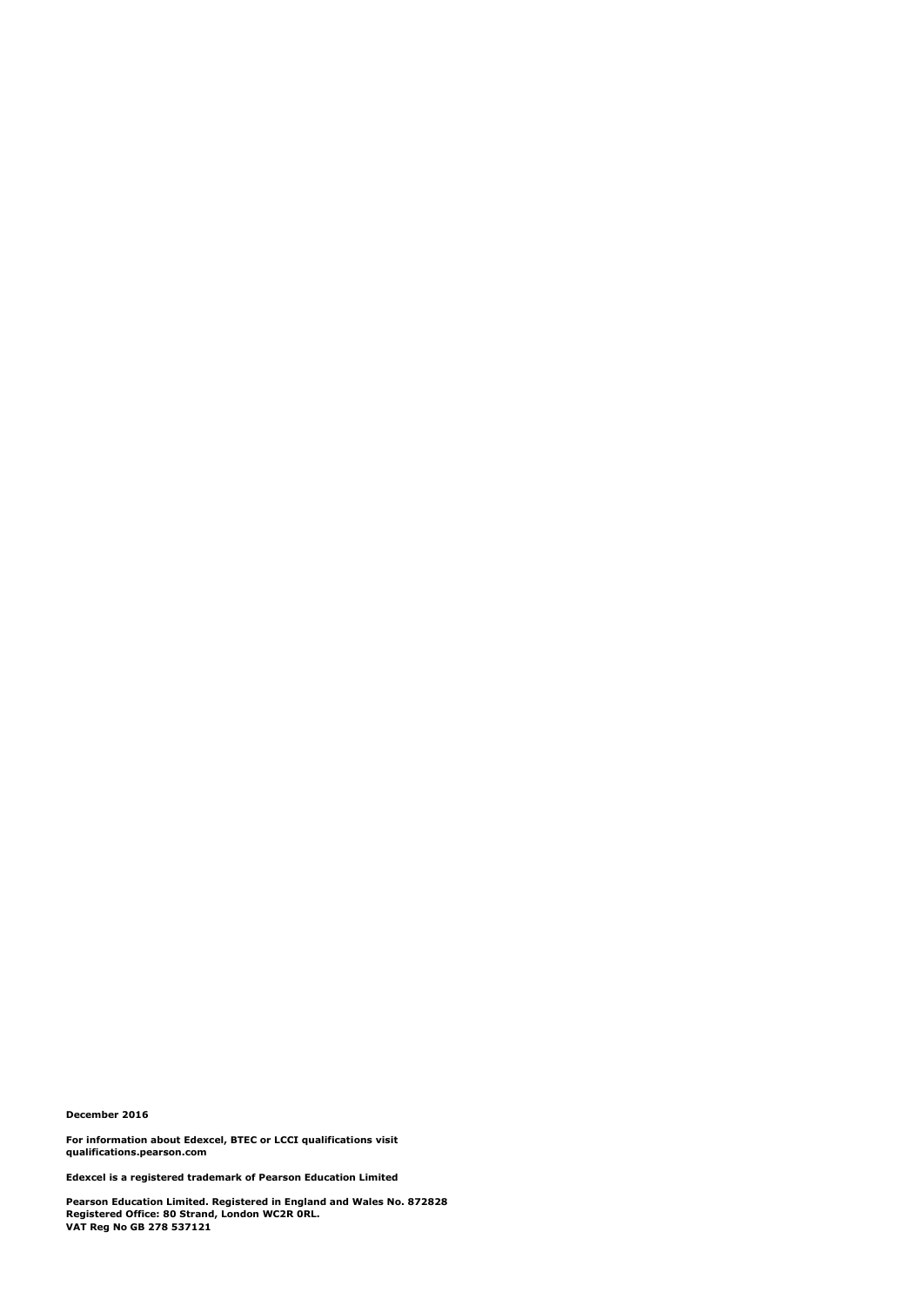**December 2016**

**For information about Edexcel, BTEC or LCCI qualifications visit qualifications.pearson.com**

**Edexcel is a registered trademark of Pearson Education Limited**

**Pearson Education Limited. Registered in England and Wales No. 872828**
**Registered Office: 80 Strand, London WC2R 0RL.**
**VAT Reg No GB 278 537121**